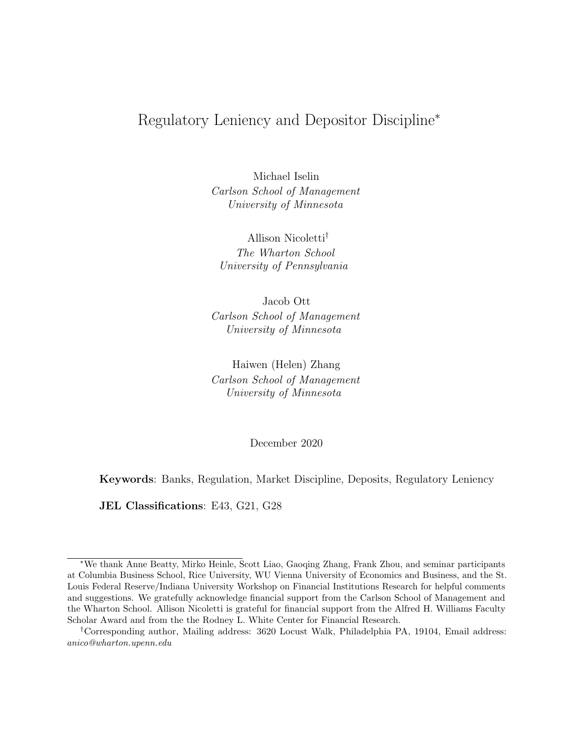# Regulatory Leniency and Depositor Discipline[*]

Michael Iselin
*Carlson School of Management*
*University of Minnesota*

Allison Nicoletti[†]
*The Wharton School*
*University of Pennsylvania*

Jacob Ott
*Carlson School of Management*
*University of Minnesota*

Haiwen (Helen) Zhang
*Carlson School of Management*
*University of Minnesota*

December 2020

**Keywords**: Banks, Regulation, Market Discipline, Deposits, Regulatory Leniency

**JEL Classifications**: E43, G21, G28

---

[*] We thank Anne Beatty, Mirko Heinle, Scott Liao, Gaoqing Zhang, Frank Zhou, and seminar participants at Columbia Business School, Rice University, WU Vienna University of Economics and Business, and the St. Louis Federal Reserve/Indiana University Workshop on Financial Institutions Research for helpful comments and suggestions. We gratefully acknowledge financial support from the Carlson School of Management and the Wharton School. Allison Nicoletti is grateful for financial support from the Alfred H. Williams Faculty Scholar Award and from the the Rodney L. White Center for Financial Research.

[†] Corresponding author, Mailing address: 3620 Locust Walk, Philadelphia PA, 19104, Email address: *anico@wharton.upenn.edu*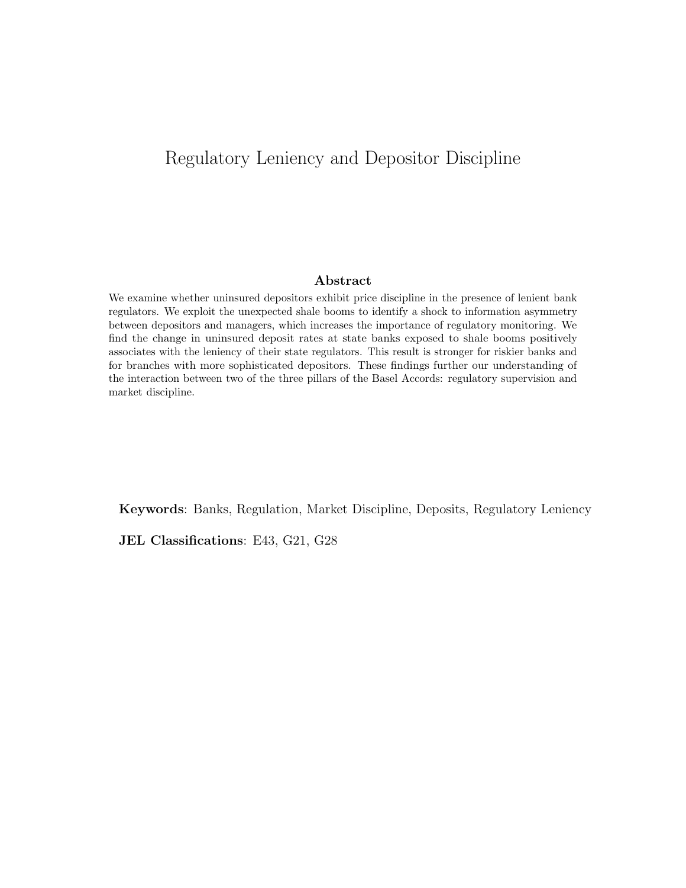# Regulatory Leniency and Depositor Discipline

## Abstract

We examine whether uninsured depositors exhibit price discipline in the presence of lenient bank regulators. We exploit the unexpected shale booms to identify a shock to information asymmetry between depositors and managers, which increases the importance of regulatory monitoring. We find the change in uninsured deposit rates at state banks exposed to shale booms positively associates with the leniency of their state regulators. This result is stronger for riskier banks and for branches with more sophisticated depositors. These findings further our understanding of the interaction between two of the three pillars of the Basel Accords: regulatory supervision and market discipline.

**Keywords**: Banks, Regulation, Market Discipline, Deposits, Regulatory Leniency

**JEL Classifications**: E43, G21, G28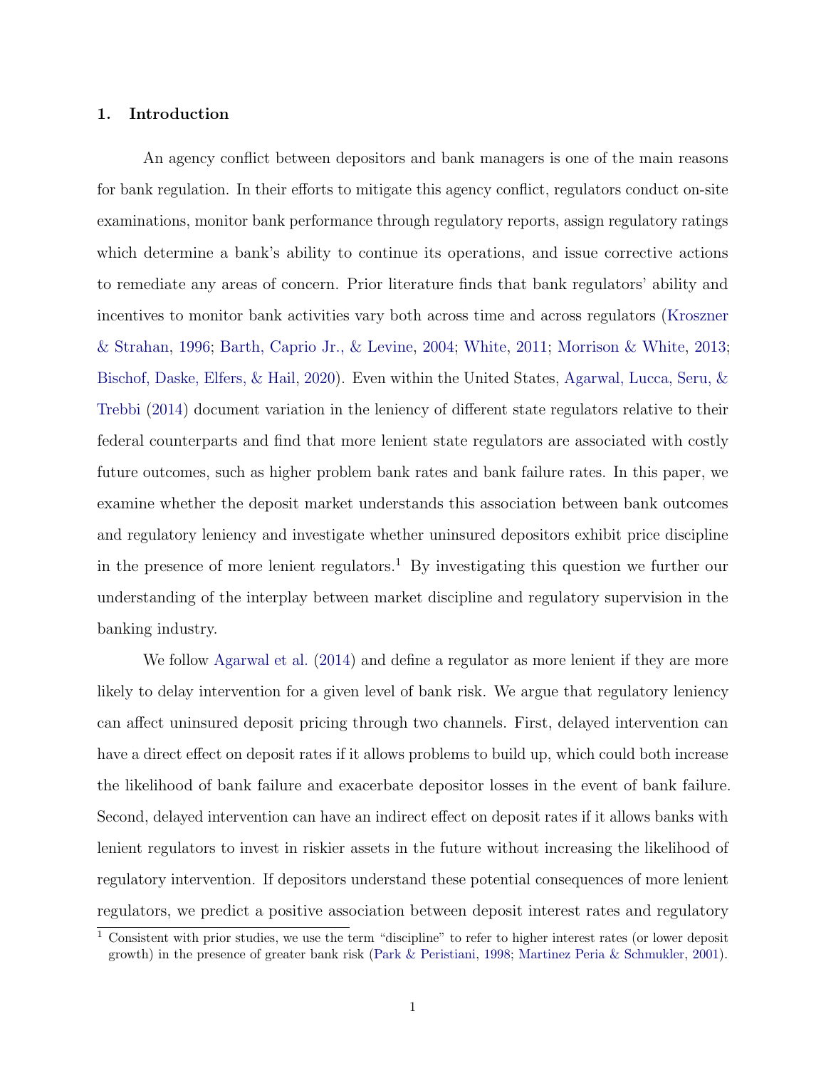## 1. Introduction

An agency conflict between depositors and bank managers is one of the main reasons for bank regulation. In their efforts to mitigate this agency conflict, regulators conduct on-site examinations, monitor bank performance through regulatory reports, assign regulatory ratings which determine a bank's ability to continue its operations, and issue corrective actions to remediate any areas of concern. Prior literature finds that bank regulators' ability and incentives to monitor bank activities vary both across time and across regulators (Kroszner & Strahan, 1996; Barth, Caprio Jr., & Levine, 2004; White, 2011; Morrison & White, 2013; Bischof, Daske, Elfers, & Hail, 2020). Even within the United States, Agarwal, Lucca, Seru, & Trebbi (2014) document variation in the leniency of different state regulators relative to their federal counterparts and find that more lenient state regulators are associated with costly future outcomes, such as higher problem bank rates and bank failure rates. In this paper, we examine whether the deposit market understands this association between bank outcomes and regulatory leniency and investigate whether uninsured depositors exhibit price discipline in the presence of more lenient regulators.[1] By investigating this question we further our understanding of the interplay between market discipline and regulatory supervision in the banking industry.

We follow Agarwal et al. (2014) and define a regulator as more lenient if they are more likely to delay intervention for a given level of bank risk. We argue that regulatory leniency can affect uninsured deposit pricing through two channels. First, delayed intervention can have a direct effect on deposit rates if it allows problems to build up, which could both increase the likelihood of bank failure and exacerbate depositor losses in the event of bank failure. Second, delayed intervention can have an indirect effect on deposit rates if it allows banks with lenient regulators to invest in riskier assets in the future without increasing the likelihood of regulatory intervention. If depositors understand these potential consequences of more lenient regulators, we predict a positive association between deposit interest rates and regulatory

[1] Consistent with prior studies, we use the term "discipline" to refer to higher interest rates (or lower deposit growth) in the presence of greater bank risk (Park & Peristiani, 1998; Martinez Peria & Schmukler, 2001).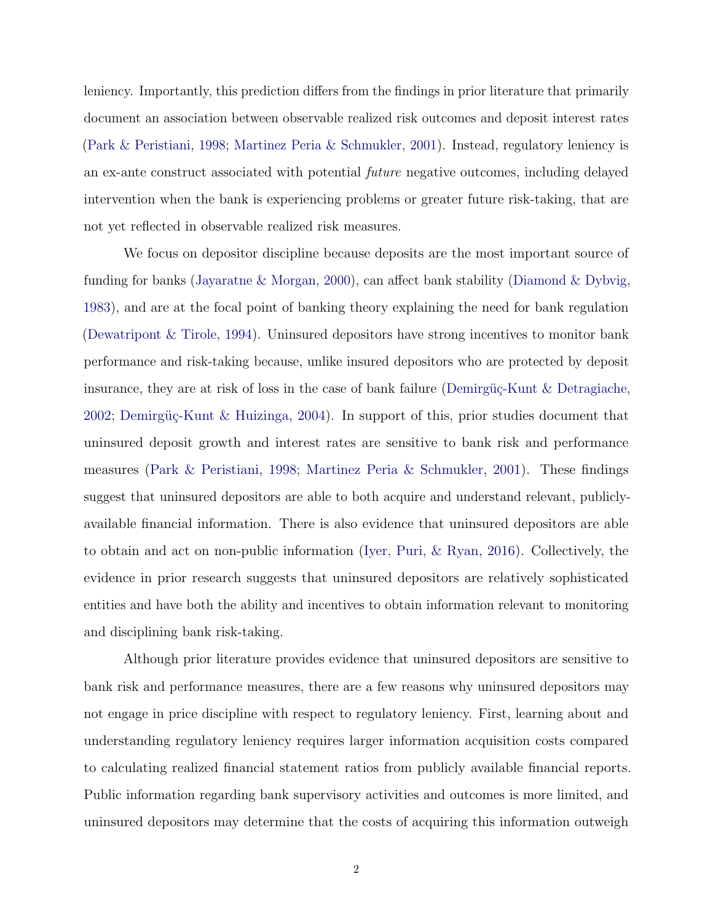leniency. Importantly, this prediction differs from the findings in prior literature that primarily document an association between observable realized risk outcomes and deposit interest rates (Park & Peristiani, 1998; Martinez Peria & Schmukler, 2001). Instead, regulatory leniency is an ex-ante construct associated with potential *future* negative outcomes, including delayed intervention when the bank is experiencing problems or greater future risk-taking, that are not yet reflected in observable realized risk measures.

We focus on depositor discipline because deposits are the most important source of funding for banks (Jayaratne & Morgan, 2000), can affect bank stability (Diamond & Dybvig, 1983), and are at the focal point of banking theory explaining the need for bank regulation (Dewatripont & Tirole, 1994). Uninsured depositors have strong incentives to monitor bank performance and risk-taking because, unlike insured depositors who are protected by deposit insurance, they are at risk of loss in the case of bank failure (Demirgüç-Kunt & Detragiache, 2002; Demirgüç-Kunt & Huizinga, 2004). In support of this, prior studies document that uninsured deposit growth and interest rates are sensitive to bank risk and performance measures (Park & Peristiani, 1998; Martinez Peria & Schmukler, 2001). These findings suggest that uninsured depositors are able to both acquire and understand relevant, publicly-available financial information. There is also evidence that uninsured depositors are able to obtain and act on non-public information (Iyer, Puri, & Ryan, 2016). Collectively, the evidence in prior research suggests that uninsured depositors are relatively sophisticated entities and have both the ability and incentives to obtain information relevant to monitoring and disciplining bank risk-taking.

Although prior literature provides evidence that uninsured depositors are sensitive to bank risk and performance measures, there are a few reasons why uninsured depositors may not engage in price discipline with respect to regulatory leniency. First, learning about and understanding regulatory leniency requires larger information acquisition costs compared to calculating realized financial statement ratios from publicly available financial reports. Public information regarding bank supervisory activities and outcomes is more limited, and uninsured depositors may determine that the costs of acquiring this information outweigh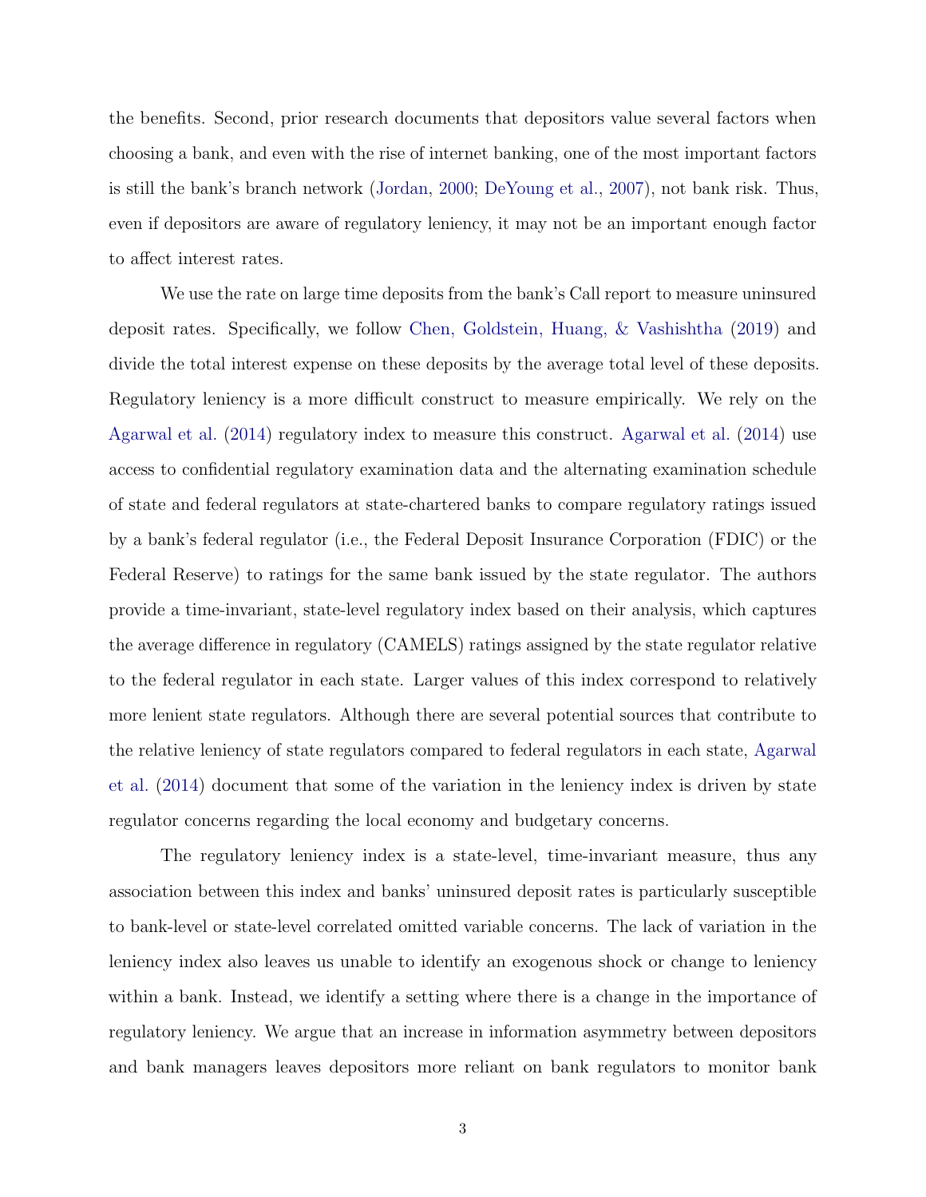the benefits. Second, prior research documents that depositors value several factors when choosing a bank, and even with the rise of internet banking, one of the most important factors is still the bank's branch network (Jordan, 2000; DeYoung et al., 2007), not bank risk. Thus, even if depositors are aware of regulatory leniency, it may not be an important enough factor to affect interest rates.

We use the rate on large time deposits from the bank's Call report to measure uninsured deposit rates. Specifically, we follow Chen, Goldstein, Huang, & Vashishtha (2019) and divide the total interest expense on these deposits by the average total level of these deposits. Regulatory leniency is a more difficult construct to measure empirically. We rely on the Agarwal et al. (2014) regulatory index to measure this construct. Agarwal et al. (2014) use access to confidential regulatory examination data and the alternating examination schedule of state and federal regulators at state-chartered banks to compare regulatory ratings issued by a bank's federal regulator (i.e., the Federal Deposit Insurance Corporation (FDIC) or the Federal Reserve) to ratings for the same bank issued by the state regulator. The authors provide a time-invariant, state-level regulatory index based on their analysis, which captures the average difference in regulatory (CAMELS) ratings assigned by the state regulator relative to the federal regulator in each state. Larger values of this index correspond to relatively more lenient state regulators. Although there are several potential sources that contribute to the relative leniency of state regulators compared to federal regulators in each state, Agarwal et al. (2014) document that some of the variation in the leniency index is driven by state regulator concerns regarding the local economy and budgetary concerns.

The regulatory leniency index is a state-level, time-invariant measure, thus any association between this index and banks' uninsured deposit rates is particularly susceptible to bank-level or state-level correlated omitted variable concerns. The lack of variation in the leniency index also leaves us unable to identify an exogenous shock or change to leniency within a bank. Instead, we identify a setting where there is a change in the importance of regulatory leniency. We argue that an increase in information asymmetry between depositors and bank managers leaves depositors more reliant on bank regulators to monitor bank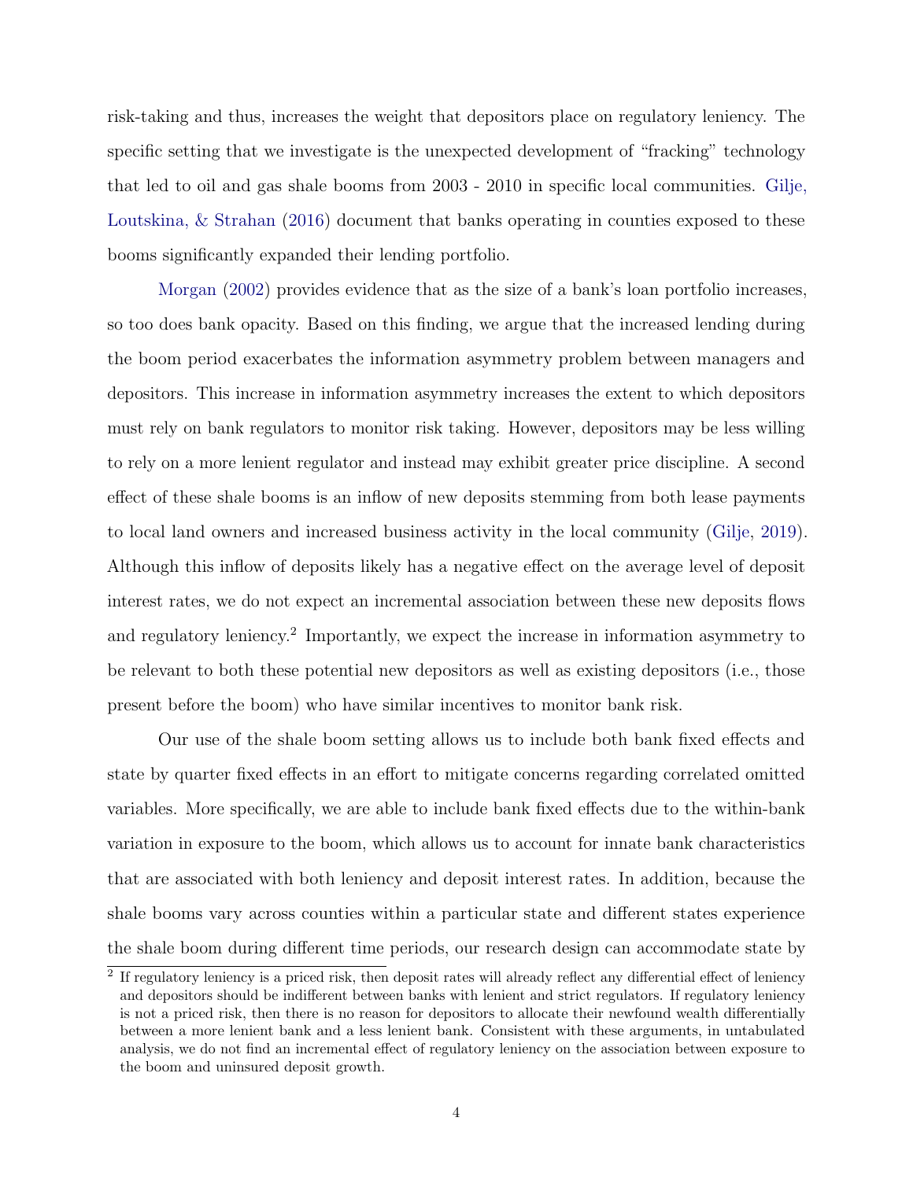risk-taking and thus, increases the weight that depositors place on regulatory leniency. The specific setting that we investigate is the unexpected development of "fracking" technology that led to oil and gas shale booms from 2003 - 2010 in specific local communities. Gilje, Loutskina, & Strahan (2016) document that banks operating in counties exposed to these booms significantly expanded their lending portfolio.

Morgan (2002) provides evidence that as the size of a bank's loan portfolio increases, so too does bank opacity. Based on this finding, we argue that the increased lending during the boom period exacerbates the information asymmetry problem between managers and depositors. This increase in information asymmetry increases the extent to which depositors must rely on bank regulators to monitor risk taking. However, depositors may be less willing to rely on a more lenient regulator and instead may exhibit greater price discipline. A second effect of these shale booms is an inflow of new deposits stemming from both lease payments to local land owners and increased business activity in the local community (Gilje, 2019). Although this inflow of deposits likely has a negative effect on the average level of deposit interest rates, we do not expect an incremental association between these new deposits flows and regulatory leniency.[2] Importantly, we expect the increase in information asymmetry to be relevant to both these potential new depositors as well as existing depositors (i.e., those present before the boom) who have similar incentives to monitor bank risk.

Our use of the shale boom setting allows us to include both bank fixed effects and state by quarter fixed effects in an effort to mitigate concerns regarding correlated omitted variables. More specifically, we are able to include bank fixed effects due to the within-bank variation in exposure to the boom, which allows us to account for innate bank characteristics that are associated with both leniency and deposit interest rates. In addition, because the shale booms vary across counties within a particular state and different states experience the shale boom during different time periods, our research design can accommodate state by

[2] If regulatory leniency is a priced risk, then deposit rates will already reflect any differential effect of leniency and depositors should be indifferent between banks with lenient and strict regulators. If regulatory leniency is not a priced risk, then there is no reason for depositors to allocate their newfound wealth differentially between a more lenient bank and a less lenient bank. Consistent with these arguments, in untabulated analysis, we do not find an incremental effect of regulatory leniency on the association between exposure to the boom and uninsured deposit growth.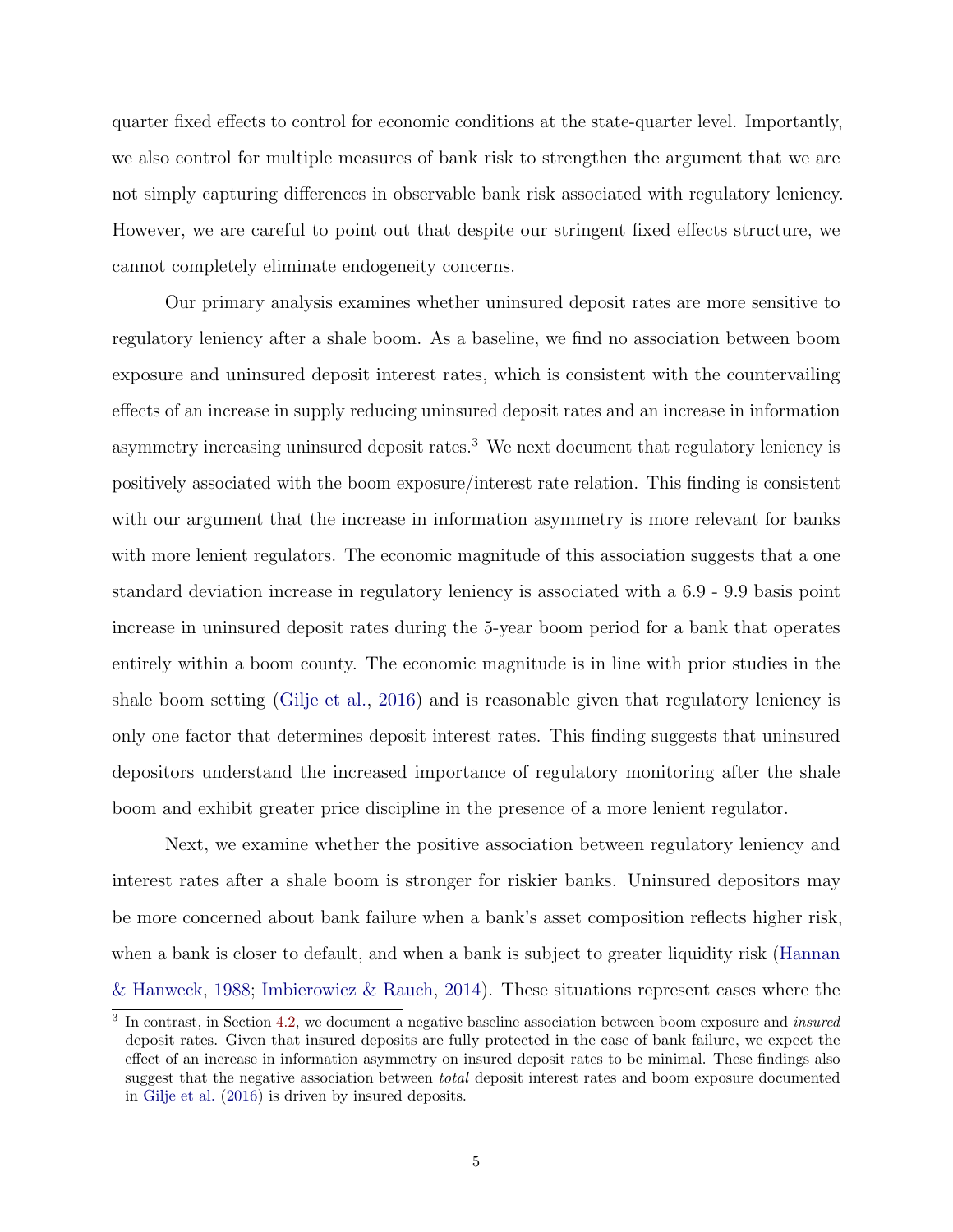quarter fixed effects to control for economic conditions at the state-quarter level. Importantly, we also control for multiple measures of bank risk to strengthen the argument that we are not simply capturing differences in observable bank risk associated with regulatory leniency. However, we are careful to point out that despite our stringent fixed effects structure, we cannot completely eliminate endogeneity concerns.

Our primary analysis examines whether uninsured deposit rates are more sensitive to regulatory leniency after a shale boom. As a baseline, we find no association between boom exposure and uninsured deposit interest rates, which is consistent with the countervailing effects of an increase in supply reducing uninsured deposit rates and an increase in information asymmetry increasing uninsured deposit rates.[3] We next document that regulatory leniency is positively associated with the boom exposure/interest rate relation. This finding is consistent with our argument that the increase in information asymmetry is more relevant for banks with more lenient regulators. The economic magnitude of this association suggests that a one standard deviation increase in regulatory leniency is associated with a 6.9 - 9.9 basis point increase in uninsured deposit rates during the 5-year boom period for a bank that operates entirely within a boom county. The economic magnitude is in line with prior studies in the shale boom setting (Gilje et al., 2016) and is reasonable given that regulatory leniency is only one factor that determines deposit interest rates. This finding suggests that uninsured depositors understand the increased importance of regulatory monitoring after the shale boom and exhibit greater price discipline in the presence of a more lenient regulator.

Next, we examine whether the positive association between regulatory leniency and interest rates after a shale boom is stronger for riskier banks. Uninsured depositors may be more concerned about bank failure when a bank's asset composition reflects higher risk, when a bank is closer to default, and when a bank is subject to greater liquidity risk (Hannan & Hanweck, 1988; Imbierowicz & Rauch, 2014). These situations represent cases where the

[3] In contrast, in Section 4.2, we document a negative baseline association between boom exposure and *insured* deposit rates. Given that insured deposits are fully protected in the case of bank failure, we expect the effect of an increase in information asymmetry on insured deposit rates to be minimal. These findings also suggest that the negative association between *total* deposit interest rates and boom exposure documented in Gilje et al. (2016) is driven by insured deposits.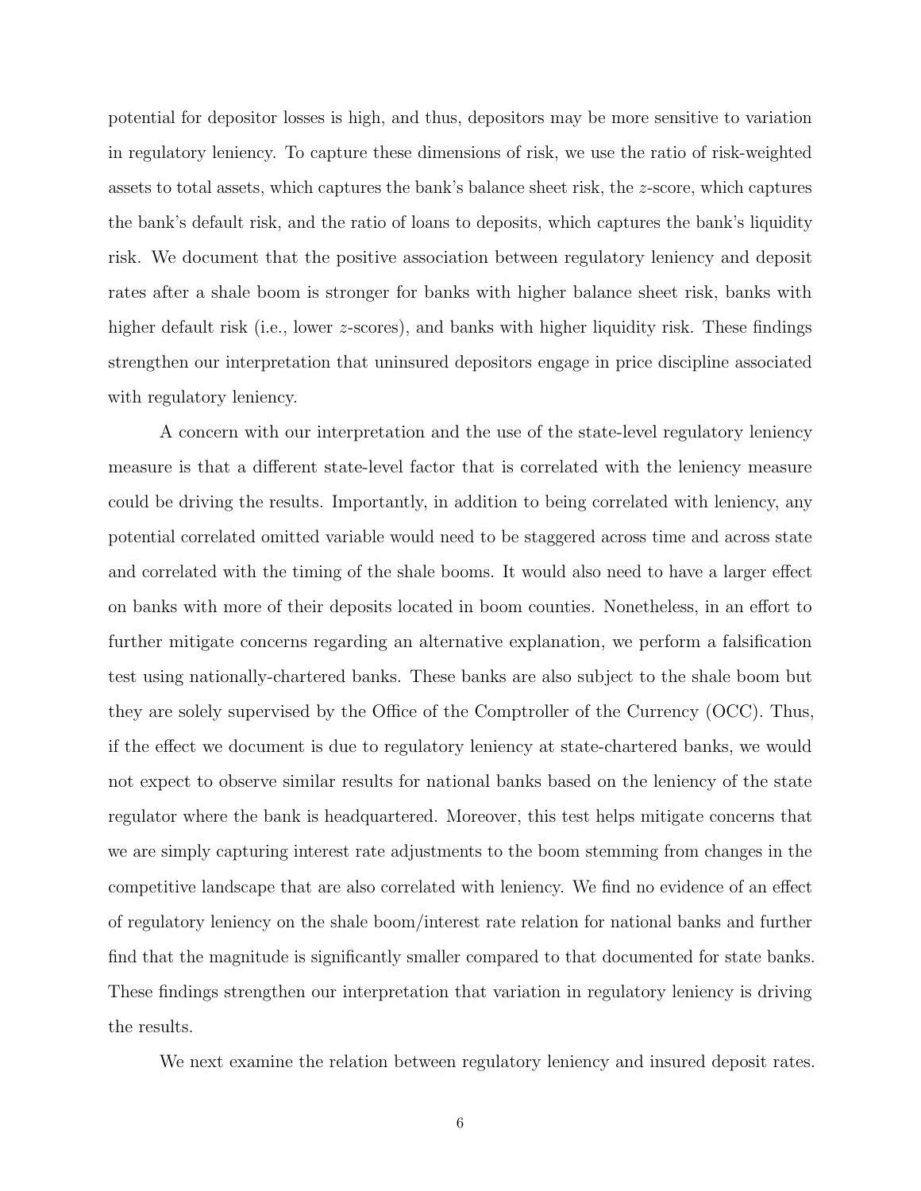potential for depositor losses is high, and thus, depositors may be more sensitive to variation in regulatory leniency. To capture these dimensions of risk, we use the ratio of risk-weighted assets to total assets, which captures the bank's balance sheet risk, the $z$-score, which captures the bank's default risk, and the ratio of loans to deposits, which captures the bank's liquidity risk. We document that the positive association between regulatory leniency and deposit rates after a shale boom is stronger for banks with higher balance sheet risk, banks with higher default risk (i.e., lower $z$-scores), and banks with higher liquidity risk. These findings strengthen our interpretation that uninsured depositors engage in price discipline associated with regulatory leniency.

A concern with our interpretation and the use of the state-level regulatory leniency measure is that a different state-level factor that is correlated with the leniency measure could be driving the results. Importantly, in addition to being correlated with leniency, any potential correlated omitted variable would need to be staggered across time and across state and correlated with the timing of the shale booms. It would also need to have a larger effect on banks with more of their deposits located in boom counties. Nonetheless, in an effort to further mitigate concerns regarding an alternative explanation, we perform a falsification test using nationally-chartered banks. These banks are also subject to the shale boom but they are solely supervised by the Office of the Comptroller of the Currency (OCC). Thus, if the effect we document is due to regulatory leniency at state-chartered banks, we would not expect to observe similar results for national banks based on the leniency of the state regulator where the bank is headquartered. Moreover, this test helps mitigate concerns that we are simply capturing interest rate adjustments to the boom stemming from changes in the competitive landscape that are also correlated with leniency. We find no evidence of an effect of regulatory leniency on the shale boom/interest rate relation for national banks and further find that the magnitude is significantly smaller compared to that documented for state banks. These findings strengthen our interpretation that variation in regulatory leniency is driving the results.

We next examine the relation between regulatory leniency and insured deposit rates.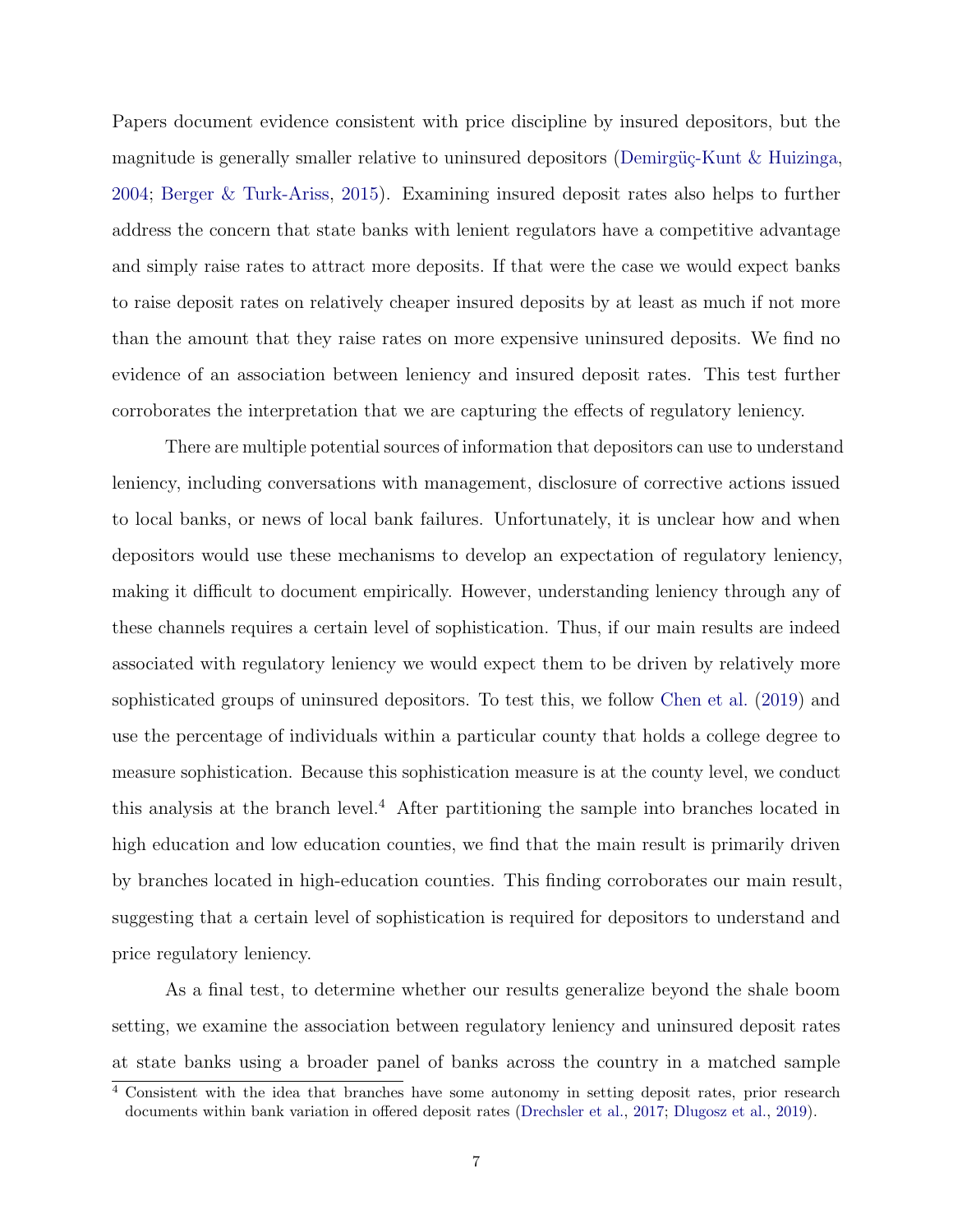Papers document evidence consistent with price discipline by insured depositors, but the magnitude is generally smaller relative to uninsured depositors (Demirgüç-Kunt & Huizinga, 2004; Berger & Turk-Ariss, 2015). Examining insured deposit rates also helps to further address the concern that state banks with lenient regulators have a competitive advantage and simply raise rates to attract more deposits. If that were the case we would expect banks to raise deposit rates on relatively cheaper insured deposits by at least as much if not more than the amount that they raise rates on more expensive uninsured deposits. We find no evidence of an association between leniency and insured deposit rates. This test further corroborates the interpretation that we are capturing the effects of regulatory leniency.

There are multiple potential sources of information that depositors can use to understand leniency, including conversations with management, disclosure of corrective actions issued to local banks, or news of local bank failures. Unfortunately, it is unclear how and when depositors would use these mechanisms to develop an expectation of regulatory leniency, making it difficult to document empirically. However, understanding leniency through any of these channels requires a certain level of sophistication. Thus, if our main results are indeed associated with regulatory leniency we would expect them to be driven by relatively more sophisticated groups of uninsured depositors. To test this, we follow Chen et al. (2019) and use the percentage of individuals within a particular county that holds a college degree to measure sophistication. Because this sophistication measure is at the county level, we conduct this analysis at the branch level.[4] After partitioning the sample into branches located in high education and low education counties, we find that the main result is primarily driven by branches located in high-education counties. This finding corroborates our main result, suggesting that a certain level of sophistication is required for depositors to understand and price regulatory leniency.

As a final test, to determine whether our results generalize beyond the shale boom setting, we examine the association between regulatory leniency and uninsured deposit rates at state banks using a broader panel of banks across the country in a matched sample

[4] Consistent with the idea that branches have some autonomy in setting deposit rates, prior research documents within bank variation in offered deposit rates (Drechsler et al., 2017; Dlugosz et al., 2019).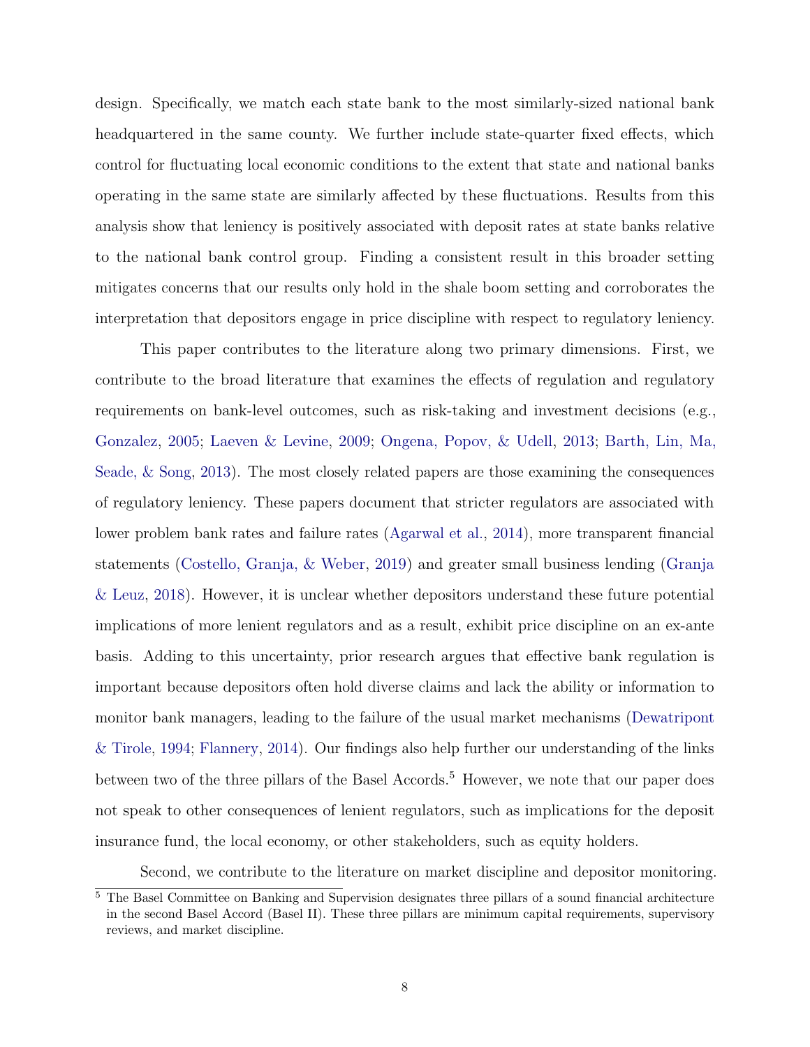design. Specifically, we match each state bank to the most similarly-sized national bank headquartered in the same county. We further include state-quarter fixed effects, which control for fluctuating local economic conditions to the extent that state and national banks operating in the same state are similarly affected by these fluctuations. Results from this analysis show that leniency is positively associated with deposit rates at state banks relative to the national bank control group. Finding a consistent result in this broader setting mitigates concerns that our results only hold in the shale boom setting and corroborates the interpretation that depositors engage in price discipline with respect to regulatory leniency.

This paper contributes to the literature along two primary dimensions. First, we contribute to the broad literature that examines the effects of regulation and regulatory requirements on bank-level outcomes, such as risk-taking and investment decisions (e.g., Gonzalez, 2005; Laeven & Levine, 2009; Ongena, Popov, & Udell, 2013; Barth, Lin, Ma, Seade, & Song, 2013). The most closely related papers are those examining the consequences of regulatory leniency. These papers document that stricter regulators are associated with lower problem bank rates and failure rates (Agarwal et al., 2014), more transparent financial statements (Costello, Granja, & Weber, 2019) and greater small business lending (Granja & Leuz, 2018). However, it is unclear whether depositors understand these future potential implications of more lenient regulators and as a result, exhibit price discipline on an ex-ante basis. Adding to this uncertainty, prior research argues that effective bank regulation is important because depositors often hold diverse claims and lack the ability or information to monitor bank managers, leading to the failure of the usual market mechanisms (Dewatripont & Tirole, 1994; Flannery, 2014). Our findings also help further our understanding of the links between two of the three pillars of the Basel Accords.[5] However, we note that our paper does not speak to other consequences of lenient regulators, such as implications for the deposit insurance fund, the local economy, or other stakeholders, such as equity holders.

Second, we contribute to the literature on market discipline and depositor monitoring.

[5] The Basel Committee on Banking and Supervision designates three pillars of a sound financial architecture in the second Basel Accord (Basel II). These three pillars are minimum capital requirements, supervisory reviews, and market discipline.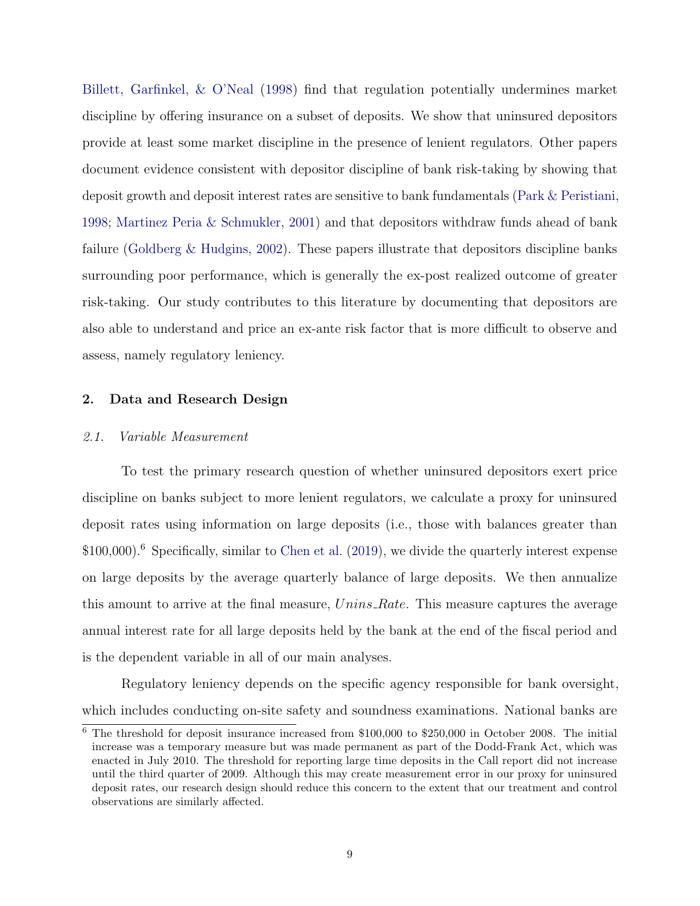Billett, Garfinkel, & O'Neal (1998) find that regulation potentially undermines market discipline by offering insurance on a subset of deposits. We show that uninsured depositors provide at least some market discipline in the presence of lenient regulators. Other papers document evidence consistent with depositor discipline of bank risk-taking by showing that deposit growth and deposit interest rates are sensitive to bank fundamentals (Park & Peristiani, 1998; Martinez Peria & Schmukler, 2001) and that depositors withdraw funds ahead of bank failure (Goldberg & Hudgins, 2002). These papers illustrate that depositors discipline banks surrounding poor performance, which is generally the ex-post realized outcome of greater risk-taking. Our study contributes to this literature by documenting that depositors are also able to understand and price an ex-ante risk factor that is more difficult to observe and assess, namely regulatory leniency.

## 2. Data and Research Design

### *2.1. Variable Measurement*

To test the primary research question of whether uninsured depositors exert price discipline on banks subject to more lenient regulators, we calculate a proxy for uninsured deposit rates using information on large deposits (i.e., those with balances greater than \$100,000).[6] Specifically, similar to Chen et al. (2019), we divide the quarterly interest expense on large deposits by the average quarterly balance of large deposits. We then annualize this amount to arrive at the final measure, $Unins\_Rate$. This measure captures the average annual interest rate for all large deposits held by the bank at the end of the fiscal period and is the dependent variable in all of our main analyses.

Regulatory leniency depends on the specific agency responsible for bank oversight, which includes conducting on-site safety and soundness examinations. National banks are

[6] The threshold for deposit insurance increased from \$100,000 to \$250,000 in October 2008. The initial increase was a temporary measure but was made permanent as part of the Dodd-Frank Act, which was enacted in July 2010. The threshold for reporting large time deposits in the Call report did not increase until the third quarter of 2009. Although this may create measurement error in our proxy for uninsured deposit rates, our research design should reduce this concern to the extent that our treatment and control observations are similarly affected.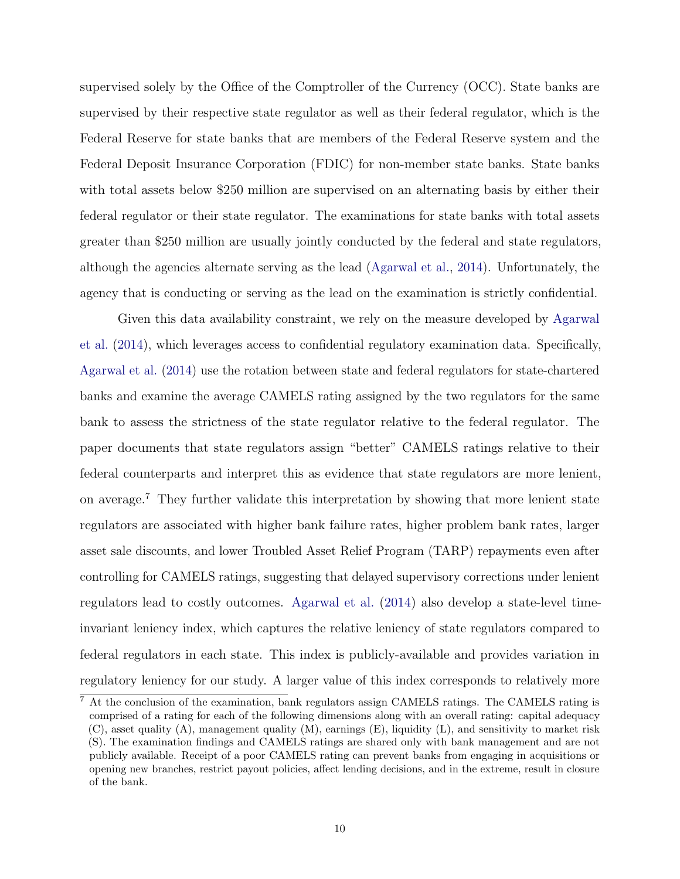supervised solely by the Office of the Comptroller of the Currency (OCC). State banks are supervised by their respective state regulator as well as their federal regulator, which is the Federal Reserve for state banks that are members of the Federal Reserve system and the Federal Deposit Insurance Corporation (FDIC) for non-member state banks. State banks with total assets below $250 million are supervised on an alternating basis by either their federal regulator or their state regulator. The examinations for state banks with total assets greater than $250 million are usually jointly conducted by the federal and state regulators, although the agencies alternate serving as the lead (Agarwal et al., 2014). Unfortunately, the agency that is conducting or serving as the lead on the examination is strictly confidential.

Given this data availability constraint, we rely on the measure developed by Agarwal et al. (2014), which leverages access to confidential regulatory examination data. Specifically, Agarwal et al. (2014) use the rotation between state and federal regulators for state-chartered banks and examine the average CAMELS rating assigned by the two regulators for the same bank to assess the strictness of the state regulator relative to the federal regulator. The paper documents that state regulators assign "better" CAMELS ratings relative to their federal counterparts and interpret this as evidence that state regulators are more lenient, on average.[7] They further validate this interpretation by showing that more lenient state regulators are associated with higher bank failure rates, higher problem bank rates, larger asset sale discounts, and lower Troubled Asset Relief Program (TARP) repayments even after controlling for CAMELS ratings, suggesting that delayed supervisory corrections under lenient regulators lead to costly outcomes. Agarwal et al. (2014) also develop a state-level time-invariant leniency index, which captures the relative leniency of state regulators compared to federal regulators in each state. This index is publicly-available and provides variation in regulatory leniency for our study. A larger value of this index corresponds to relatively more

[7] At the conclusion of the examination, bank regulators assign CAMELS ratings. The CAMELS rating is comprised of a rating for each of the following dimensions along with an overall rating: capital adequacy (C), asset quality (A), management quality (M), earnings (E), liquidity (L), and sensitivity to market risk (S). The examination findings and CAMELS ratings are shared only with bank management and are not publicly available. Receipt of a poor CAMELS rating can prevent banks from engaging in acquisitions or opening new branches, restrict payout policies, affect lending decisions, and in the extreme, result in closure of the bank.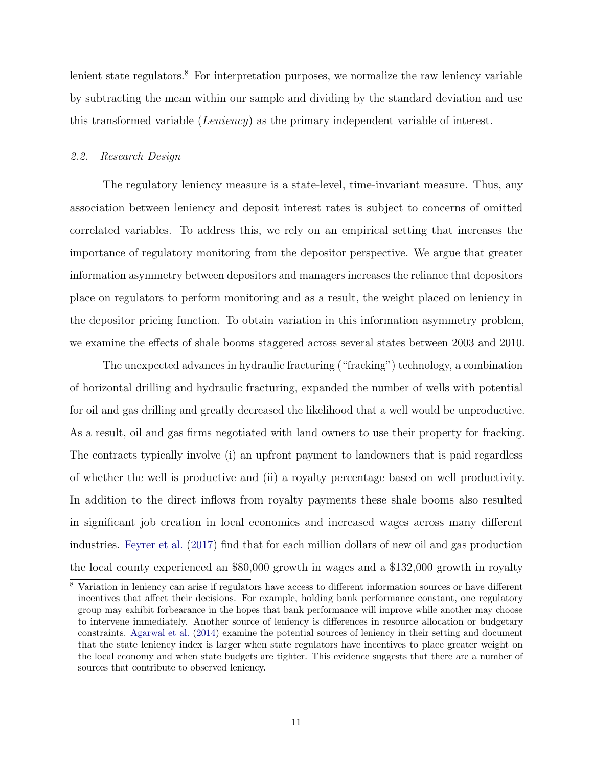lenient state regulators.[8] For interpretation purposes, we normalize the raw leniency variable by subtracting the mean within our sample and dividing by the standard deviation and use this transformed variable (*Leniency*) as the primary independent variable of interest.

### *2.2. Research Design*

The regulatory leniency measure is a state-level, time-invariant measure. Thus, any association between leniency and deposit interest rates is subject to concerns of omitted correlated variables. To address this, we rely on an empirical setting that increases the importance of regulatory monitoring from the depositor perspective. We argue that greater information asymmetry between depositors and managers increases the reliance that depositors place on regulators to perform monitoring and as a result, the weight placed on leniency in the depositor pricing function. To obtain variation in this information asymmetry problem, we examine the effects of shale booms staggered across several states between 2003 and 2010.

The unexpected advances in hydraulic fracturing ("fracking") technology, a combination of horizontal drilling and hydraulic fracturing, expanded the number of wells with potential for oil and gas drilling and greatly decreased the likelihood that a well would be unproductive. As a result, oil and gas firms negotiated with land owners to use their property for fracking. The contracts typically involve (i) an upfront payment to landowners that is paid regardless of whether the well is productive and (ii) a royalty percentage based on well productivity. In addition to the direct inflows from royalty payments these shale booms also resulted in significant job creation in local economies and increased wages across many different industries. Feyrer et al. (2017) find that for each million dollars of new oil and gas production the local county experienced an $80,000 growth in wages and a $132,000 growth in royalty

[8] Variation in leniency can arise if regulators have access to different information sources or have different incentives that affect their decisions. For example, holding bank performance constant, one regulatory group may exhibit forbearance in the hopes that bank performance will improve while another may choose to intervene immediately. Another source of leniency is differences in resource allocation or budgetary constraints. Agarwal et al. (2014) examine the potential sources of leniency in their setting and document that the state leniency index is larger when state regulators have incentives to place greater weight on the local economy and when state budgets are tighter. This evidence suggests that there are a number of sources that contribute to observed leniency.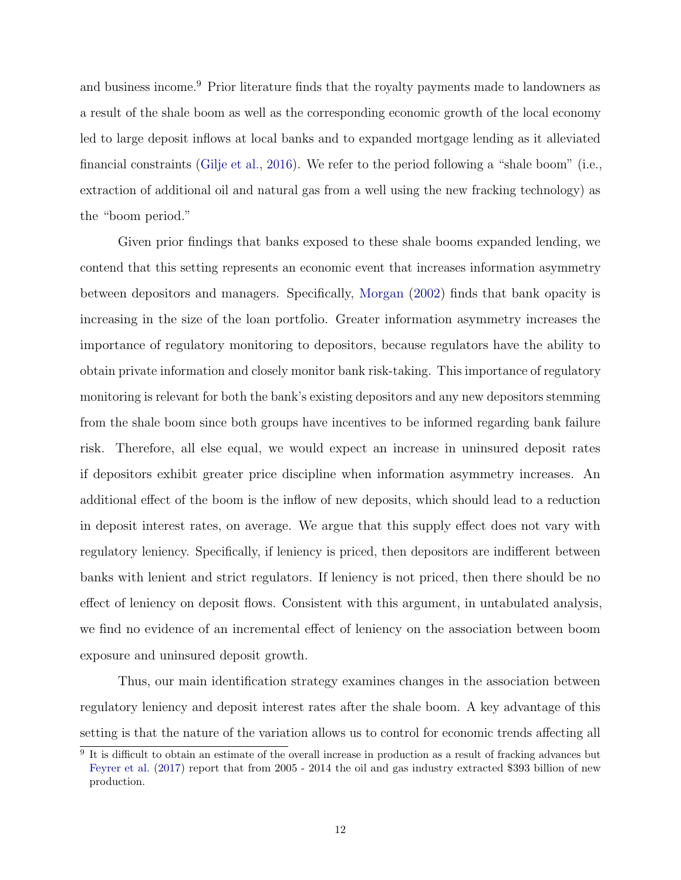and business income.[9] Prior literature finds that the royalty payments made to landowners as a result of the shale boom as well as the corresponding economic growth of the local economy led to large deposit inflows at local banks and to expanded mortgage lending as it alleviated financial constraints (Gilje et al., 2016). We refer to the period following a "shale boom" (i.e., extraction of additional oil and natural gas from a well using the new fracking technology) as the "boom period."

Given prior findings that banks exposed to these shale booms expanded lending, we contend that this setting represents an economic event that increases information asymmetry between depositors and managers. Specifically, Morgan (2002) finds that bank opacity is increasing in the size of the loan portfolio. Greater information asymmetry increases the importance of regulatory monitoring to depositors, because regulators have the ability to obtain private information and closely monitor bank risk-taking. This importance of regulatory monitoring is relevant for both the bank's existing depositors and any new depositors stemming from the shale boom since both groups have incentives to be informed regarding bank failure risk. Therefore, all else equal, we would expect an increase in uninsured deposit rates if depositors exhibit greater price discipline when information asymmetry increases. An additional effect of the boom is the inflow of new deposits, which should lead to a reduction in deposit interest rates, on average. We argue that this supply effect does not vary with regulatory leniency. Specifically, if leniency is priced, then depositors are indifferent between banks with lenient and strict regulators. If leniency is not priced, then there should be no effect of leniency on deposit flows. Consistent with this argument, in untabulated analysis, we find no evidence of an incremental effect of leniency on the association between boom exposure and uninsured deposit growth.

Thus, our main identification strategy examines changes in the association between regulatory leniency and deposit interest rates after the shale boom. A key advantage of this setting is that the nature of the variation allows us to control for economic trends affecting all

[9] It is difficult to obtain an estimate of the overall increase in production as a result of fracking advances but Feyrer et al. (2017) report that from 2005 - 2014 the oil and gas industry extracted \$393 billion of new production.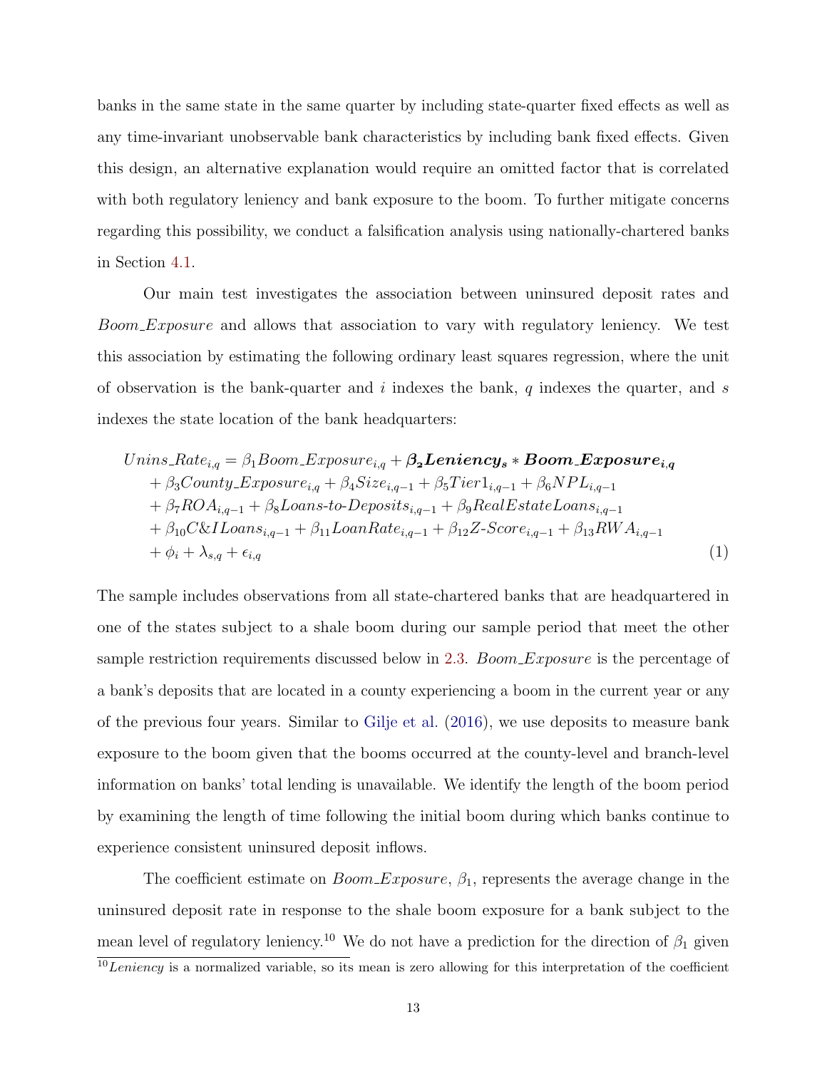banks in the same state in the same quarter by including state-quarter fixed effects as well as any time-invariant unobservable bank characteristics by including bank fixed effects. Given this design, an alternative explanation would require an omitted factor that is correlated with both regulatory leniency and bank exposure to the boom. To further mitigate concerns regarding this possibility, we conduct a falsification analysis using nationally-chartered banks in Section 4.1.

Our main test investigates the association between uninsured deposit rates and *Boom_Exposure* and allows that association to vary with regulatory leniency. We test this association by estimating the following ordinary least squares regression, where the unit of observation is the bank-quarter and $i$ indexes the bank, $q$ indexes the quarter, and $s$ indexes the state location of the bank headquarters:

$$
\begin{aligned}
Unins\_Rate_{i,q} = &\ \beta_1 Boom\_Exposure_{i,q} + \boldsymbol{\beta_2 Leniency_s * Boom\_Exposure_{i,q}} \\
&+ \beta_3 County\_Exposure_{i,q} + \beta_4 Size_{i,q-1} + \beta_5 Tier1_{i,q-1} + \beta_6 NPL_{i,q-1} \\
&+ \beta_7 ROA_{i,q-1} + \beta_8 Loans\text{-}to\text{-}Deposits_{i,q-1} + \beta_9 RealEstateLoans_{i,q-1} \\
&+ \beta_{10} C\&ILoans_{i,q-1} + \beta_{11} LoanRate_{i,q-1} + \beta_{12} Z\text{-}Score_{i,q-1} + \beta_{13} RWA_{i,q-1} \\
&+ \phi_i + \lambda_{s,q} + \epsilon_{i,q}
\end{aligned} \tag{1}
$$

The sample includes observations from all state-chartered banks that are headquartered in one of the states subject to a shale boom during our sample period that meet the other sample restriction requirements discussed below in 2.3. *Boom_Exposure* is the percentage of a bank's deposits that are located in a county experiencing a boom in the current year or any of the previous four years. Similar to Gilje et al. (2016), we use deposits to measure bank exposure to the boom given that the booms occurred at the county-level and branch-level information on banks' total lending is unavailable. We identify the length of the boom period by examining the length of time following the initial boom during which banks continue to experience consistent uninsured deposit inflows.

The coefficient estimate on *Boom_Exposure*, $\beta_1$, represents the average change in the uninsured deposit rate in response to the shale boom exposure for a bank subject to the mean level of regulatory leniency.[10] We do not have a prediction for the direction of $\beta_1$ given

[10] *Leniency* is a normalized variable, so its mean is zero allowing for this interpretation of the coefficient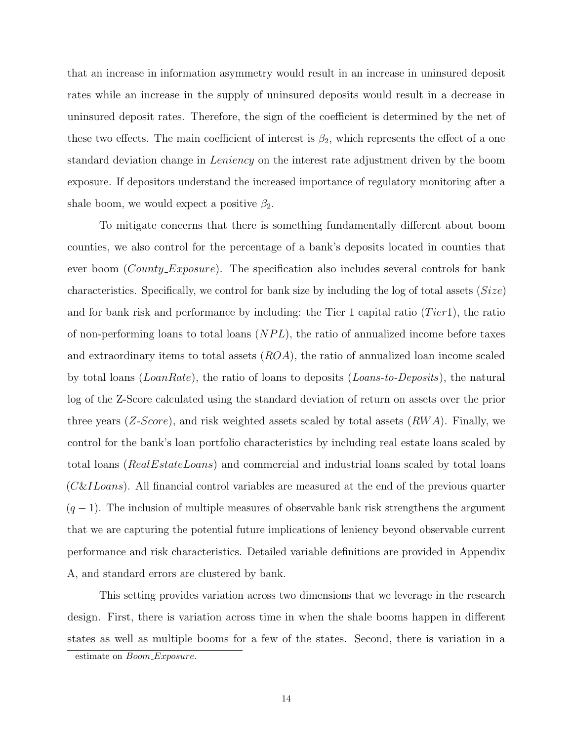that an increase in information asymmetry would result in an increase in uninsured deposit rates while an increase in the supply of uninsured deposits would result in a decrease in uninsured deposit rates. Therefore, the sign of the coefficient is determined by the net of these two effects. The main coefficient of interest is $\beta_2$, which represents the effect of a one standard deviation change in *Leniency* on the interest rate adjustment driven by the boom exposure. If depositors understand the increased importance of regulatory monitoring after a shale boom, we would expect a positive $\beta_2$.

To mitigate concerns that there is something fundamentally different about boom counties, we also control for the percentage of a bank's deposits located in counties that ever boom (*County_Exposure*). The specification also includes several controls for bank characteristics. Specifically, we control for bank size by including the log of total assets (*Size*) and for bank risk and performance by including: the Tier 1 capital ratio (*Tier*1), the ratio of non-performing loans to total loans (*NPL*), the ratio of annualized income before taxes and extraordinary items to total assets (*ROA*), the ratio of annualized loan income scaled by total loans (*LoanRate*), the ratio of loans to deposits (*Loans-to-Deposits*), the natural log of the Z-Score calculated using the standard deviation of return on assets over the prior three years (*Z-Score*), and risk weighted assets scaled by total assets (*RWA*). Finally, we control for the bank's loan portfolio characteristics by including real estate loans scaled by total loans (*RealEstateLoans*) and commercial and industrial loans scaled by total loans (*C&ILoans*). All financial control variables are measured at the end of the previous quarter $(q-1)$. The inclusion of multiple measures of observable bank risk strengthens the argument that we are capturing the potential future implications of leniency beyond observable current performance and risk characteristics. Detailed variable definitions are provided in Appendix A, and standard errors are clustered by bank.

This setting provides variation across two dimensions that we leverage in the research design. First, there is variation across time in when the shale booms happen in different states as well as multiple booms for a few of the states. Second, there is variation in a

estimate on *Boom_Exposure*.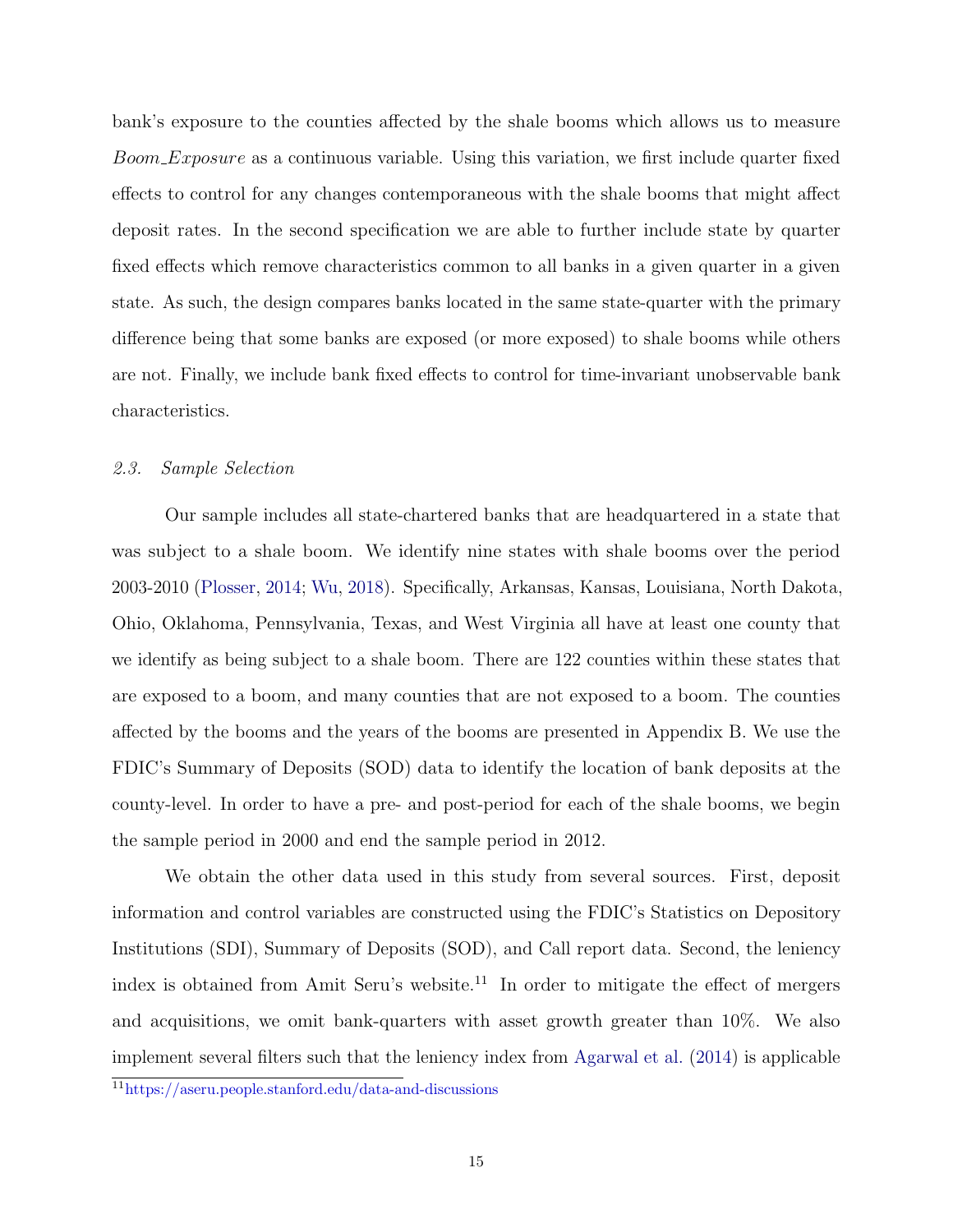bank's exposure to the counties affected by the shale booms which allows us to measure *Boom_Exposure* as a continuous variable. Using this variation, we first include quarter fixed effects to control for any changes contemporaneous with the shale booms that might affect deposit rates. In the second specification we are able to further include state by quarter fixed effects which remove characteristics common to all banks in a given quarter in a given state. As such, the design compares banks located in the same state-quarter with the primary difference being that some banks are exposed (or more exposed) to shale booms while others are not. Finally, we include bank fixed effects to control for time-invariant unobservable bank characteristics.

### *2.3. Sample Selection*

Our sample includes all state-chartered banks that are headquartered in a state that was subject to a shale boom. We identify nine states with shale booms over the period 2003-2010 (Plosser, 2014; Wu, 2018). Specifically, Arkansas, Kansas, Louisiana, North Dakota, Ohio, Oklahoma, Pennsylvania, Texas, and West Virginia all have at least one county that we identify as being subject to a shale boom. There are 122 counties within these states that are exposed to a boom, and many counties that are not exposed to a boom. The counties affected by the booms and the years of the booms are presented in Appendix B. We use the FDIC's Summary of Deposits (SOD) data to identify the location of bank deposits at the county-level. In order to have a pre- and post-period for each of the shale booms, we begin the sample period in 2000 and end the sample period in 2012.

We obtain the other data used in this study from several sources. First, deposit information and control variables are constructed using the FDIC's Statistics on Depository Institutions (SDI), Summary of Deposits (SOD), and Call report data. Second, the leniency index is obtained from Amit Seru's website.[11] In order to mitigate the effect of mergers and acquisitions, we omit bank-quarters with asset growth greater than 10%. We also implement several filters such that the leniency index from Agarwal et al. (2014) is applicable

[11] https://aseru.people.stanford.edu/data-and-discussions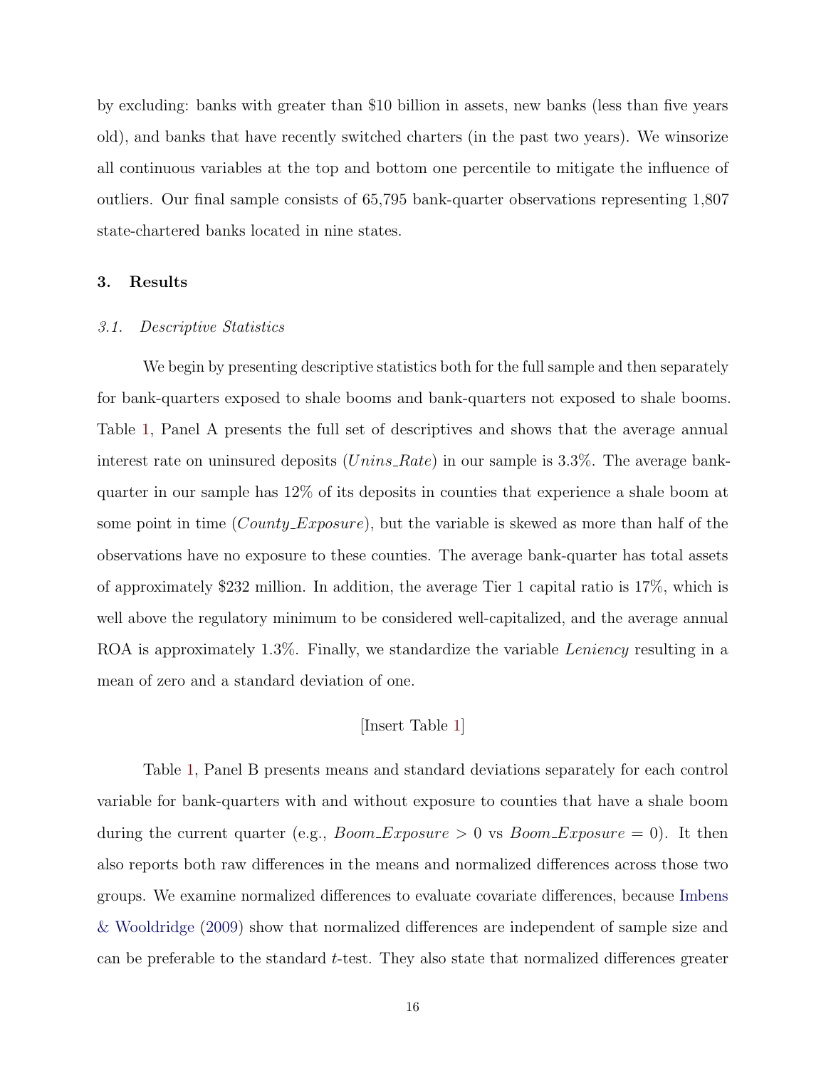by excluding: banks with greater than \$10 billion in assets, new banks (less than five years old), and banks that have recently switched charters (in the past two years). We winsorize all continuous variables at the top and bottom one percentile to mitigate the influence of outliers. Our final sample consists of 65,795 bank-quarter observations representing 1,807 state-chartered banks located in nine states.

## 3. Results

### *3.1. Descriptive Statistics*

We begin by presenting descriptive statistics both for the full sample and then separately for bank-quarters exposed to shale booms and bank-quarters not exposed to shale booms. Table 1, Panel A presents the full set of descriptives and shows that the average annual interest rate on uninsured deposits (*Unins_Rate*) in our sample is 3.3%. The average bank-quarter in our sample has 12% of its deposits in counties that experience a shale boom at some point in time (*County_Exposure*), but the variable is skewed as more than half of the observations have no exposure to these counties. The average bank-quarter has total assets of approximately \$232 million. In addition, the average Tier 1 capital ratio is 17%, which is well above the regulatory minimum to be considered well-capitalized, and the average annual ROA is approximately 1.3%. Finally, we standardize the variable *Leniency* resulting in a mean of zero and a standard deviation of one.

[Insert Table 1]

Table 1, Panel B presents means and standard deviations separately for each control variable for bank-quarters with and without exposure to counties that have a shale boom during the current quarter (e.g., *Boom_Exposure* > 0 vs *Boom_Exposure* = 0). It then also reports both raw differences in the means and normalized differences across those two groups. We examine normalized differences to evaluate covariate differences, because Imbens & Wooldridge (2009) show that normalized differences are independent of sample size and can be preferable to the standard $t$-test. They also state that normalized differences greater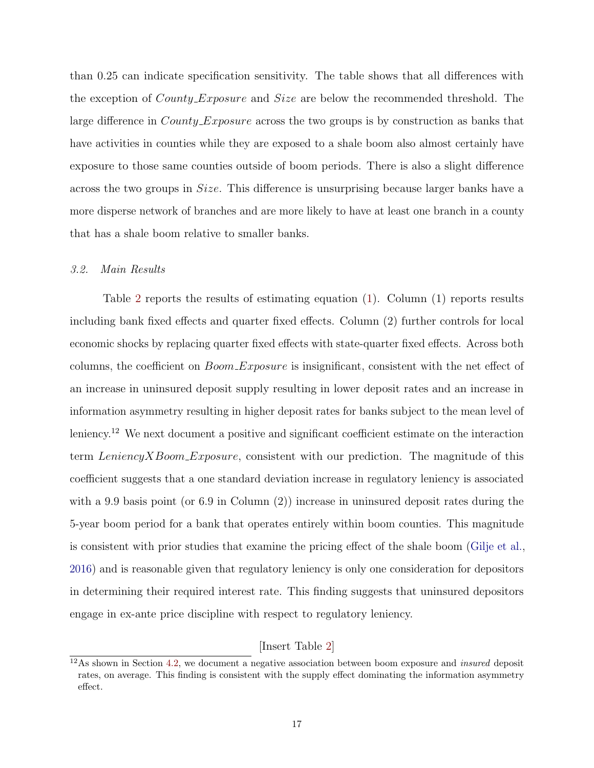than 0.25 can indicate specification sensitivity. The table shows that all differences with the exception of *County_Exposure* and *Size* are below the recommended threshold. The large difference in *County_Exposure* across the two groups is by construction as banks that have activities in counties while they are exposed to a shale boom also almost certainly have exposure to those same counties outside of boom periods. There is also a slight difference across the two groups in *Size*. This difference is unsurprising because larger banks have a more disperse network of branches and are more likely to have at least one branch in a county that has a shale boom relative to smaller banks.

### *3.2. Main Results*

Table 2 reports the results of estimating equation (1). Column (1) reports results including bank fixed effects and quarter fixed effects. Column (2) further controls for local economic shocks by replacing quarter fixed effects with state-quarter fixed effects. Across both columns, the coefficient on *Boom_Exposure* is insignificant, consistent with the net effect of an increase in uninsured deposit supply resulting in lower deposit rates and an increase in information asymmetry resulting in higher deposit rates for banks subject to the mean level of leniency.[12] We next document a positive and significant coefficient estimate on the interaction term *LeniencyXBoom_Exposure*, consistent with our prediction. The magnitude of this coefficient suggests that a one standard deviation increase in regulatory leniency is associated with a 9.9 basis point (or 6.9 in Column (2)) increase in uninsured deposit rates during the 5-year boom period for a bank that operates entirely within boom counties. This magnitude is consistent with prior studies that examine the pricing effect of the shale boom (Gilje et al., 2016) and is reasonable given that regulatory leniency is only one consideration for depositors in determining their required interest rate. This finding suggests that uninsured depositors engage in ex-ante price discipline with respect to regulatory leniency.

[Insert Table 2]

[12] As shown in Section 4.2, we document a negative association between boom exposure and *insured* deposit rates, on average. This finding is consistent with the supply effect dominating the information asymmetry effect.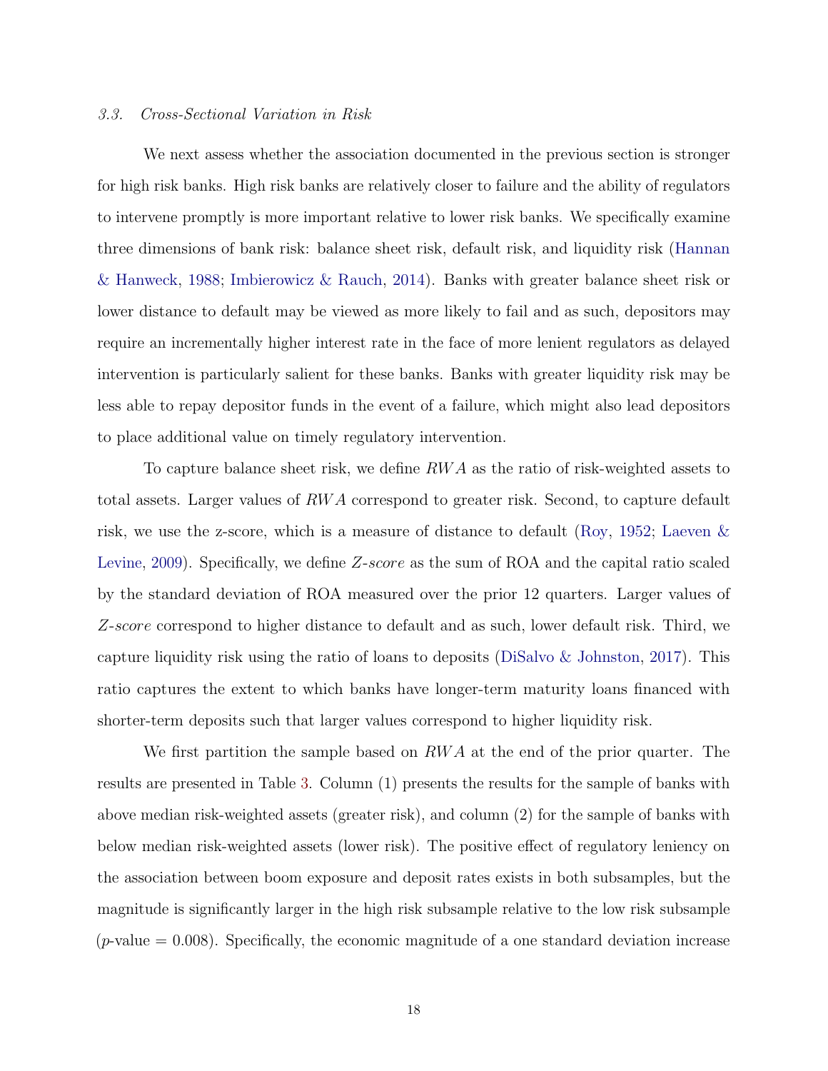### 3.3. *Cross-Sectional Variation in Risk*

We next assess whether the association documented in the previous section is stronger for high risk banks. High risk banks are relatively closer to failure and the ability of regulators to intervene promptly is more important relative to lower risk banks. We specifically examine three dimensions of bank risk: balance sheet risk, default risk, and liquidity risk (Hannan & Hanweck, 1988; Imbierowicz & Rauch, 2014). Banks with greater balance sheet risk or lower distance to default may be viewed as more likely to fail and as such, depositors may require an incrementally higher interest rate in the face of more lenient regulators as delayed intervention is particularly salient for these banks. Banks with greater liquidity risk may be less able to repay depositor funds in the event of a failure, which might also lead depositors to place additional value on timely regulatory intervention.

To capture balance sheet risk, we define $RWA$ as the ratio of risk-weighted assets to total assets. Larger values of $RWA$ correspond to greater risk. Second, to capture default risk, we use the z-score, which is a measure of distance to default (Roy, 1952; Laeven & Levine, 2009). Specifically, we define *Z-score* as the sum of ROA and the capital ratio scaled by the standard deviation of ROA measured over the prior 12 quarters. Larger values of *Z-score* correspond to higher distance to default and as such, lower default risk. Third, we capture liquidity risk using the ratio of loans to deposits (DiSalvo & Johnston, 2017). This ratio captures the extent to which banks have longer-term maturity loans financed with shorter-term deposits such that larger values correspond to higher liquidity risk.

We first partition the sample based on $RWA$ at the end of the prior quarter. The results are presented in Table 3. Column (1) presents the results for the sample of banks with above median risk-weighted assets (greater risk), and column (2) for the sample of banks with below median risk-weighted assets (lower risk). The positive effect of regulatory leniency on the association between boom exposure and deposit rates exists in both subsamples, but the magnitude is significantly larger in the high risk subsample relative to the low risk subsample ($p$-value = 0.008). Specifically, the economic magnitude of a one standard deviation increase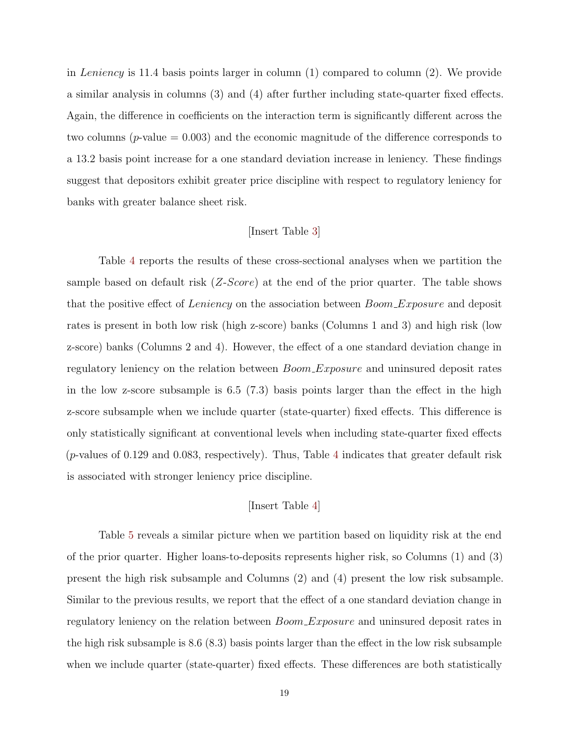in *Leniency* is 11.4 basis points larger in column (1) compared to column (2). We provide a similar analysis in columns (3) and (4) after further including state-quarter fixed effects. Again, the difference in coefficients on the interaction term is significantly different across the two columns ($p$-value = 0.003) and the economic magnitude of the difference corresponds to a 13.2 basis point increase for a one standard deviation increase in leniency. These findings suggest that depositors exhibit greater price discipline with respect to regulatory leniency for banks with greater balance sheet risk.

[Insert Table 3]

Table 4 reports the results of these cross-sectional analyses when we partition the sample based on default risk (*Z-Score*) at the end of the prior quarter. The table shows that the positive effect of *Leniency* on the association between *Boom_Exposure* and deposit rates is present in both low risk (high z-score) banks (Columns 1 and 3) and high risk (low z-score) banks (Columns 2 and 4). However, the effect of a one standard deviation change in regulatory leniency on the relation between *Boom_Exposure* and uninsured deposit rates in the low z-score subsample is 6.5 (7.3) basis points larger than the effect in the high z-score subsample when we include quarter (state-quarter) fixed effects. This difference is only statistically significant at conventional levels when including state-quarter fixed effects ($p$-values of 0.129 and 0.083, respectively). Thus, Table 4 indicates that greater default risk is associated with stronger leniency price discipline.

[Insert Table 4]

Table 5 reveals a similar picture when we partition based on liquidity risk at the end of the prior quarter. Higher loans-to-deposits represents higher risk, so Columns (1) and (3) present the high risk subsample and Columns (2) and (4) present the low risk subsample. Similar to the previous results, we report that the effect of a one standard deviation change in regulatory leniency on the relation between *Boom_Exposure* and uninsured deposit rates in the high risk subsample is 8.6 (8.3) basis points larger than the effect in the low risk subsample when we include quarter (state-quarter) fixed effects. These differences are both statistically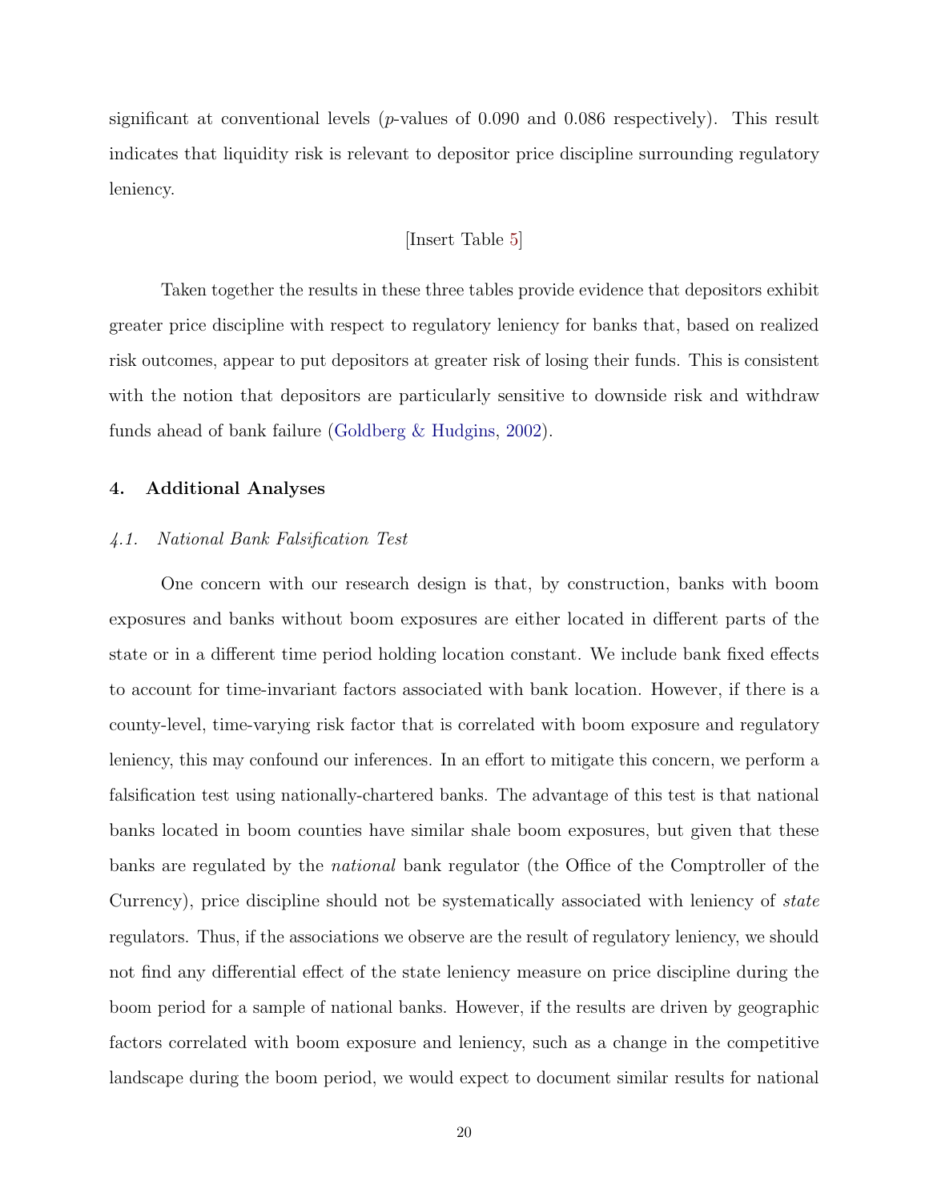significant at conventional levels ($p$-values of 0.090 and 0.086 respectively). This result indicates that liquidity risk is relevant to depositor price discipline surrounding regulatory leniency.

[Insert Table 5]

Taken together the results in these three tables provide evidence that depositors exhibit greater price discipline with respect to regulatory leniency for banks that, based on realized risk outcomes, appear to put depositors at greater risk of losing their funds. This is consistent with the notion that depositors are particularly sensitive to downside risk and withdraw funds ahead of bank failure (Goldberg & Hudgins, 2002).

## 4. Additional Analyses

### *4.1. National Bank Falsification Test*

One concern with our research design is that, by construction, banks with boom exposures and banks without boom exposures are either located in different parts of the state or in a different time period holding location constant. We include bank fixed effects to account for time-invariant factors associated with bank location. However, if there is a county-level, time-varying risk factor that is correlated with boom exposure and regulatory leniency, this may confound our inferences. In an effort to mitigate this concern, we perform a falsification test using nationally-chartered banks. The advantage of this test is that national banks located in boom counties have similar shale boom exposures, but given that these banks are regulated by the *national* bank regulator (the Office of the Comptroller of the Currency), price discipline should not be systematically associated with leniency of *state* regulators. Thus, if the associations we observe are the result of regulatory leniency, we should not find any differential effect of the state leniency measure on price discipline during the boom period for a sample of national banks. However, if the results are driven by geographic factors correlated with boom exposure and leniency, such as a change in the competitive landscape during the boom period, we would expect to document similar results for national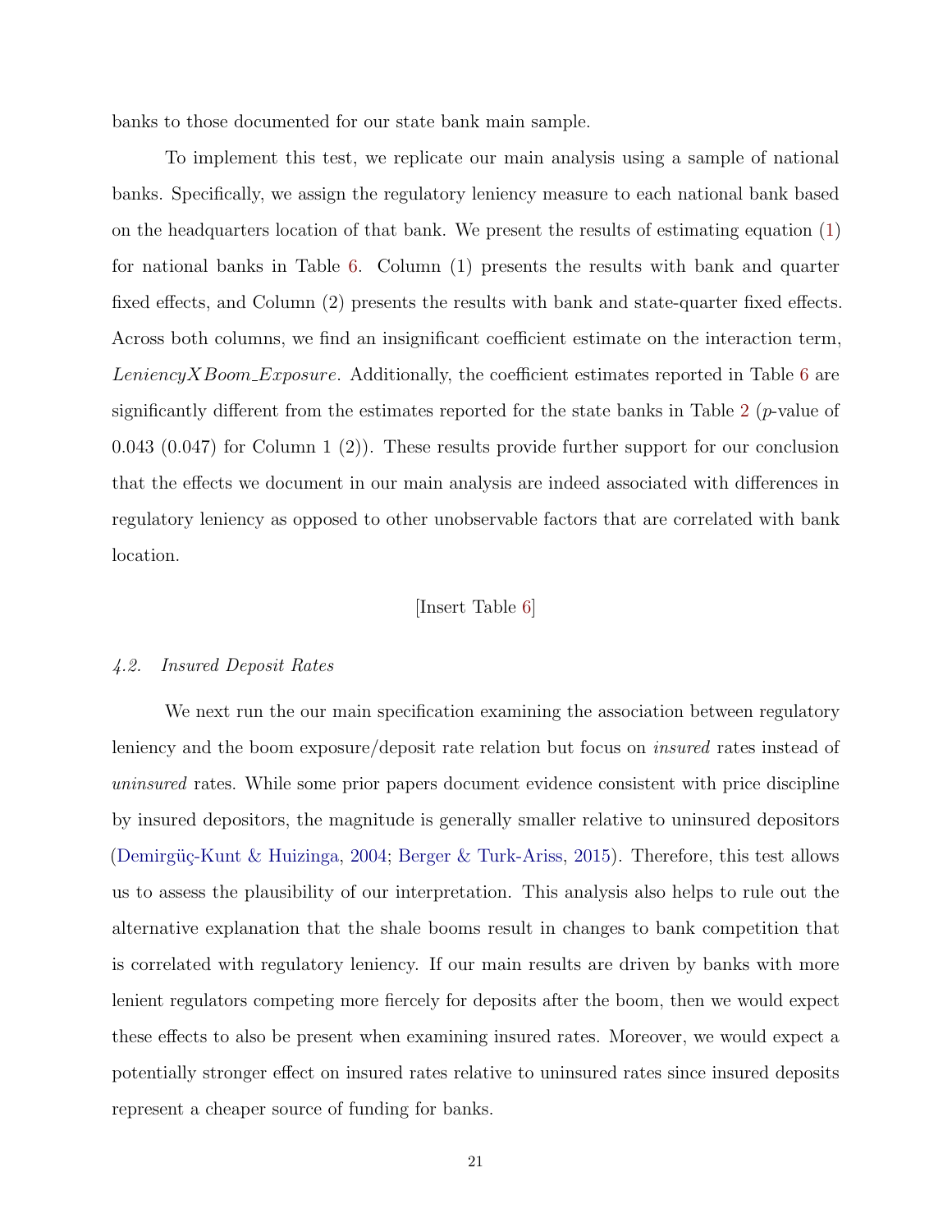banks to those documented for our state bank main sample.

To implement this test, we replicate our main analysis using a sample of national banks. Specifically, we assign the regulatory leniency measure to each national bank based on the headquarters location of that bank. We present the results of estimating equation (1) for national banks in Table 6. Column (1) presents the results with bank and quarter fixed effects, and Column (2) presents the results with bank and state-quarter fixed effects. Across both columns, we find an insignificant coefficient estimate on the interaction term, *LeniencyXBoom_Exposure*. Additionally, the coefficient estimates reported in Table 6 are significantly different from the estimates reported for the state banks in Table 2 (*p*-value of 0.043 (0.047) for Column 1 (2)). These results provide further support for our conclusion that the effects we document in our main analysis are indeed associated with differences in regulatory leniency as opposed to other unobservable factors that are correlated with bank location.

[Insert Table 6]

### *4.2. Insured Deposit Rates*

We next run the our main specification examining the association between regulatory leniency and the boom exposure/deposit rate relation but focus on *insured* rates instead of *uninsured* rates. While some prior papers document evidence consistent with price discipline by insured depositors, the magnitude is generally smaller relative to uninsured depositors (Demirgüç-Kunt & Huizinga, 2004; Berger & Turk-Ariss, 2015). Therefore, this test allows us to assess the plausibility of our interpretation. This analysis also helps to rule out the alternative explanation that the shale booms result in changes to bank competition that is correlated with regulatory leniency. If our main results are driven by banks with more lenient regulators competing more fiercely for deposits after the boom, then we would expect these effects to also be present when examining insured rates. Moreover, we would expect a potentially stronger effect on insured rates relative to uninsured rates since insured deposits represent a cheaper source of funding for banks.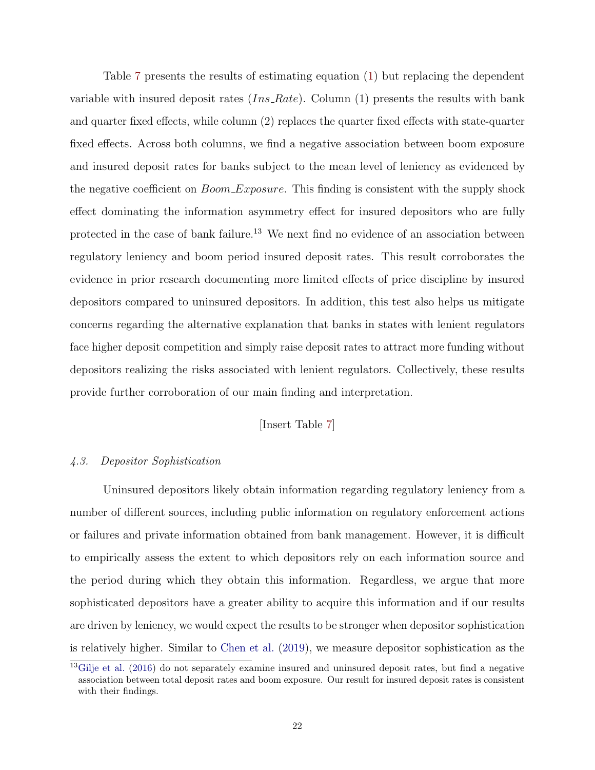Table 7 presents the results of estimating equation (1) but replacing the dependent variable with insured deposit rates ($Ins\_Rate$). Column (1) presents the results with bank and quarter fixed effects, while column (2) replaces the quarter fixed effects with state-quarter fixed effects. Across both columns, we find a negative association between boom exposure and insured deposit rates for banks subject to the mean level of leniency as evidenced by the negative coefficient on $Boom\_Exposure$. This finding is consistent with the supply shock effect dominating the information asymmetry effect for insured depositors who are fully protected in the case of bank failure.[13] We next find no evidence of an association between regulatory leniency and boom period insured deposit rates. This result corroborates the evidence in prior research documenting more limited effects of price discipline by insured depositors compared to uninsured depositors. In addition, this test also helps us mitigate concerns regarding the alternative explanation that banks in states with lenient regulators face higher deposit competition and simply raise deposit rates to attract more funding without depositors realizing the risks associated with lenient regulators. Collectively, these results provide further corroboration of our main finding and interpretation.

[Insert Table 7]

### *4.3. Depositor Sophistication*

Uninsured depositors likely obtain information regarding regulatory leniency from a number of different sources, including public information on regulatory enforcement actions or failures and private information obtained from bank management. However, it is difficult to empirically assess the extent to which depositors rely on each information source and the period during which they obtain this information. Regardless, we argue that more sophisticated depositors have a greater ability to acquire this information and if our results are driven by leniency, we would expect the results to be stronger when depositor sophistication is relatively higher. Similar to Chen et al. (2019), we measure depositor sophistication as the

[13] Gilje et al. (2016) do not separately examine insured and uninsured deposit rates, but find a negative association between total deposit rates and boom exposure. Our result for insured deposit rates is consistent with their findings.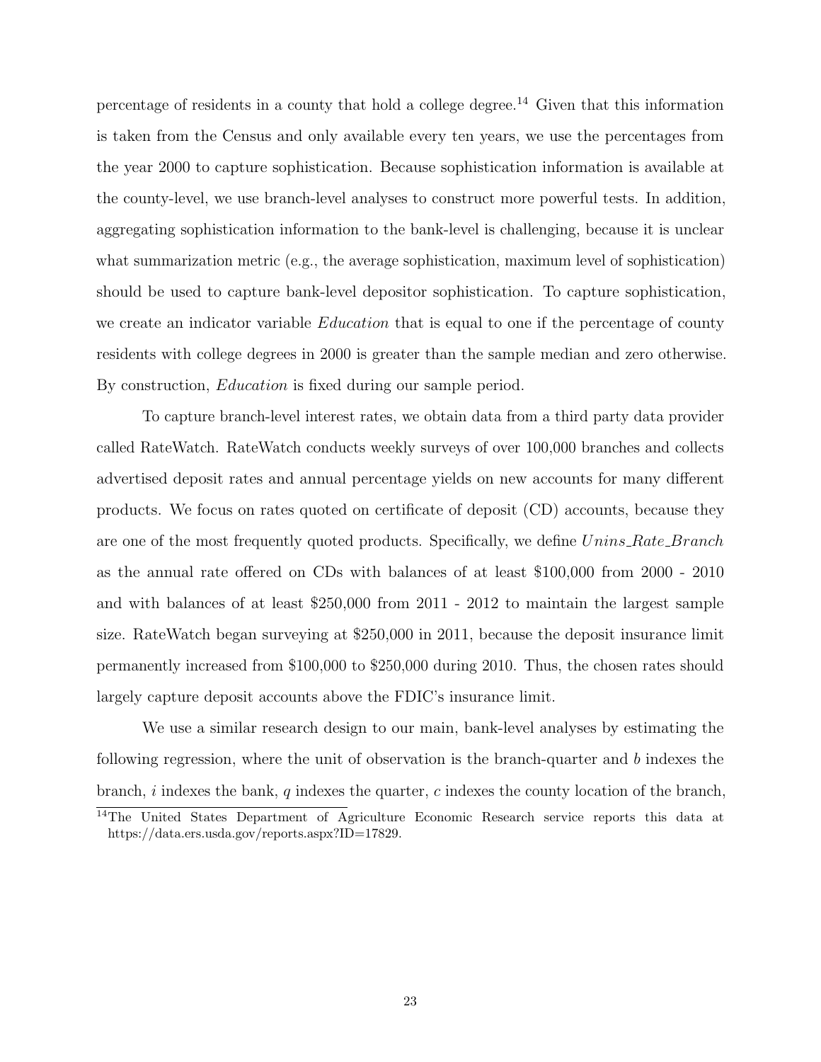percentage of residents in a county that hold a college degree.[14] Given that this information is taken from the Census and only available every ten years, we use the percentages from the year 2000 to capture sophistication. Because sophistication information is available at the county-level, we use branch-level analyses to construct more powerful tests. In addition, aggregating sophistication information to the bank-level is challenging, because it is unclear what summarization metric (e.g., the average sophistication, maximum level of sophistication) should be used to capture bank-level depositor sophistication. To capture sophistication, we create an indicator variable *Education* that is equal to one if the percentage of county residents with college degrees in 2000 is greater than the sample median and zero otherwise. By construction, *Education* is fixed during our sample period.

To capture branch-level interest rates, we obtain data from a third party data provider called RateWatch. RateWatch conducts weekly surveys of over 100,000 branches and collects advertised deposit rates and annual percentage yields on new accounts for many different products. We focus on rates quoted on certificate of deposit (CD) accounts, because they are one of the most frequently quoted products. Specifically, we define *Unins_Rate_Branch* as the annual rate offered on CDs with balances of at least \$100,000 from 2000 - 2010 and with balances of at least \$250,000 from 2011 - 2012 to maintain the largest sample size. RateWatch began surveying at \$250,000 in 2011, because the deposit insurance limit permanently increased from \$100,000 to \$250,000 during 2010. Thus, the chosen rates should largely capture deposit accounts above the FDIC's insurance limit.

We use a similar research design to our main, bank-level analyses by estimating the following regression, where the unit of observation is the branch-quarter and $b$ indexes the branch, $i$ indexes the bank, $q$ indexes the quarter, $c$ indexes the county location of the branch,

[14] The United States Department of Agriculture Economic Research service reports this data at https://data.ers.usda.gov/reports.aspx?ID=17829.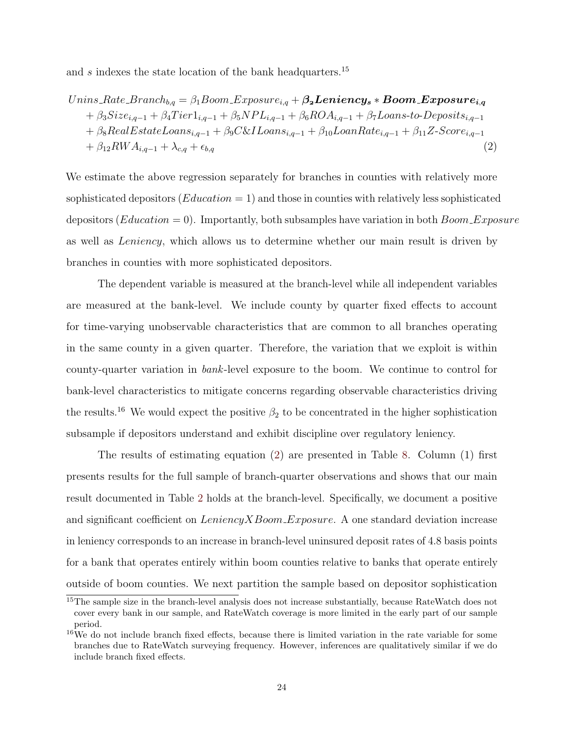and $s$ indexes the state location of the bank headquarters.[15]

$$
\begin{aligned}
Unins\_Rate\_Branch_{b,q} &= \beta_1 Boom\_Exposure_{i,q} + \boldsymbol{\beta_2 Leniency_s * Boom\_Exposure_{i,q}} \\
&+ \beta_3 Size_{i,q-1} + \beta_4 Tier1_{i,q-1} + \beta_5 NPL_{i,q-1} + \beta_6 ROA_{i,q-1} + \beta_7 Loans\text{-}to\text{-}Deposits_{i,q-1} \\
&+ \beta_8 RealEstateLoans_{i,q-1} + \beta_9 C\&ILoans_{i,q-1} + \beta_{10} LoanRate_{i,q-1} + \beta_{11} Z\text{-}Score_{i,q-1} \\
&+ \beta_{12} RWA_{i,q-1} + \lambda_{c,q} + \epsilon_{b,q}
\end{aligned}
\tag{2}
$$

We estimate the above regression separately for branches in counties with relatively more sophisticated depositors ($Education = 1$) and those in counties with relatively less sophisticated depositors ($Education = 0$). Importantly, both subsamples have variation in both $Boom\_Exposure$ as well as $Leniency$, which allows us to determine whether our main result is driven by branches in counties with more sophisticated depositors.

The dependent variable is measured at the branch-level while all independent variables are measured at the bank-level. We include county by quarter fixed effects to account for time-varying unobservable characteristics that are common to all branches operating in the same county in a given quarter. Therefore, the variation that we exploit is within county-quarter variation in *bank*-level exposure to the boom. We continue to control for bank-level characteristics to mitigate concerns regarding observable characteristics driving the results.[16] We would expect the positive $\beta_2$ to be concentrated in the higher sophistication subsample if depositors understand and exhibit discipline over regulatory leniency.

The results of estimating equation (2) are presented in Table 8. Column (1) first presents results for the full sample of branch-quarter observations and shows that our main result documented in Table 2 holds at the branch-level. Specifically, we document a positive and significant coefficient on $LeniencyXBoom\_Exposure$. A one standard deviation increase in leniency corresponds to an increase in branch-level uninsured deposit rates of 4.8 basis points for a bank that operates entirely within boom counties relative to banks that operate entirely outside of boom counties. We next partition the sample based on depositor sophistication

[15] The sample size in the branch-level analysis does not increase substantially, because RateWatch does not cover every bank in our sample, and RateWatch coverage is more limited in the early part of our sample period.

[16] We do not include branch fixed effects, because there is limited variation in the rate variable for some branches due to RateWatch surveying frequency. However, inferences are qualitatively similar if we do include branch fixed effects.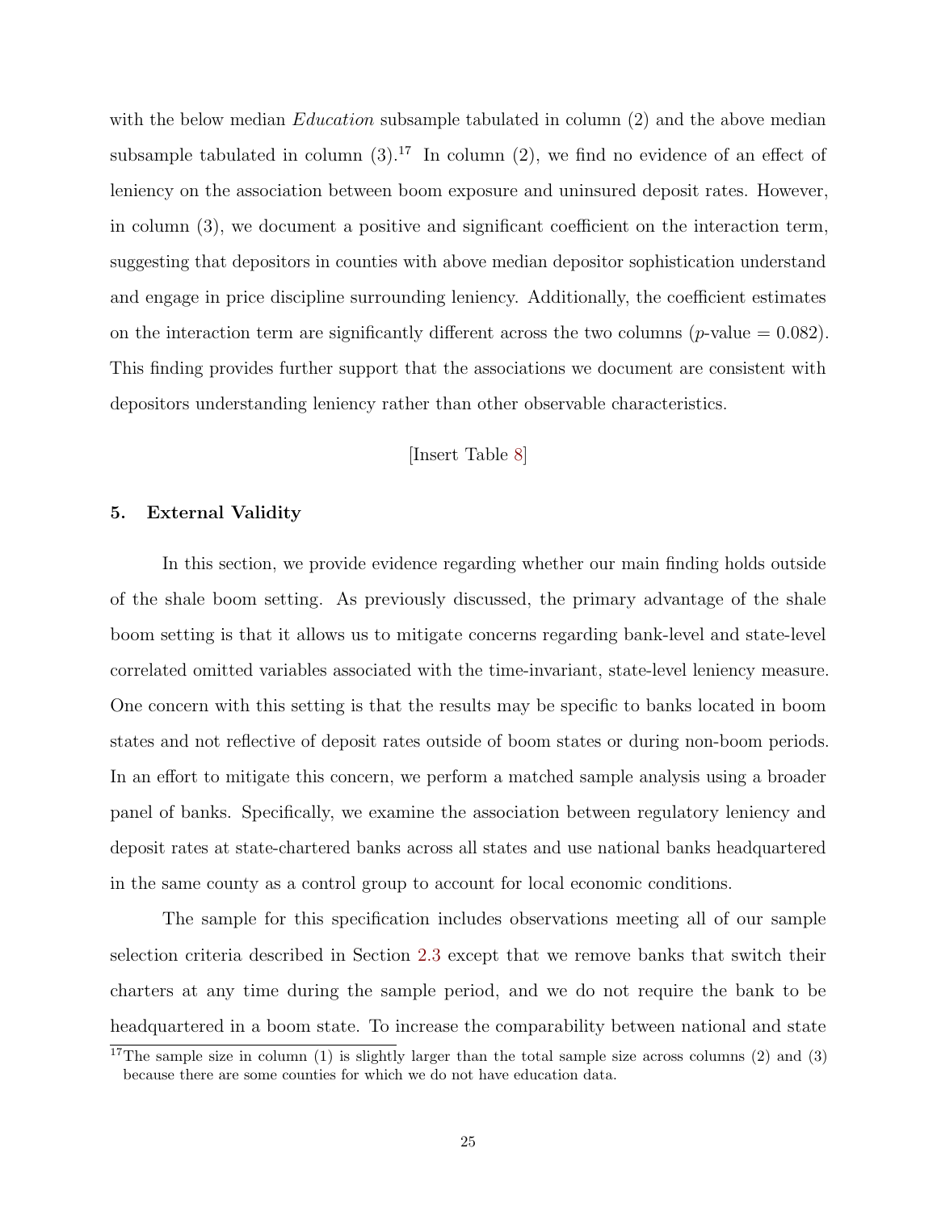with the below median *Education* subsample tabulated in column (2) and the above median subsample tabulated in column (3).[17] In column (2), we find no evidence of an effect of leniency on the association between boom exposure and uninsured deposit rates. However, in column (3), we document a positive and significant coefficient on the interaction term, suggesting that depositors in counties with above median depositor sophistication understand and engage in price discipline surrounding leniency. Additionally, the coefficient estimates on the interaction term are significantly different across the two columns ($p$-value = 0.082). This finding provides further support that the associations we document are consistent with depositors understanding leniency rather than other observable characteristics.

[Insert Table 8]

## 5. External Validity

In this section, we provide evidence regarding whether our main finding holds outside of the shale boom setting. As previously discussed, the primary advantage of the shale boom setting is that it allows us to mitigate concerns regarding bank-level and state-level correlated omitted variables associated with the time-invariant, state-level leniency measure. One concern with this setting is that the results may be specific to banks located in boom states and not reflective of deposit rates outside of boom states or during non-boom periods. In an effort to mitigate this concern, we perform a matched sample analysis using a broader panel of banks. Specifically, we examine the association between regulatory leniency and deposit rates at state-chartered banks across all states and use national banks headquartered in the same county as a control group to account for local economic conditions.

The sample for this specification includes observations meeting all of our sample selection criteria described in Section 2.3 except that we remove banks that switch their charters at any time during the sample period, and we do not require the bank to be headquartered in a boom state. To increase the comparability between national and state

[17] The sample size in column (1) is slightly larger than the total sample size across columns (2) and (3) because there are some counties for which we do not have education data.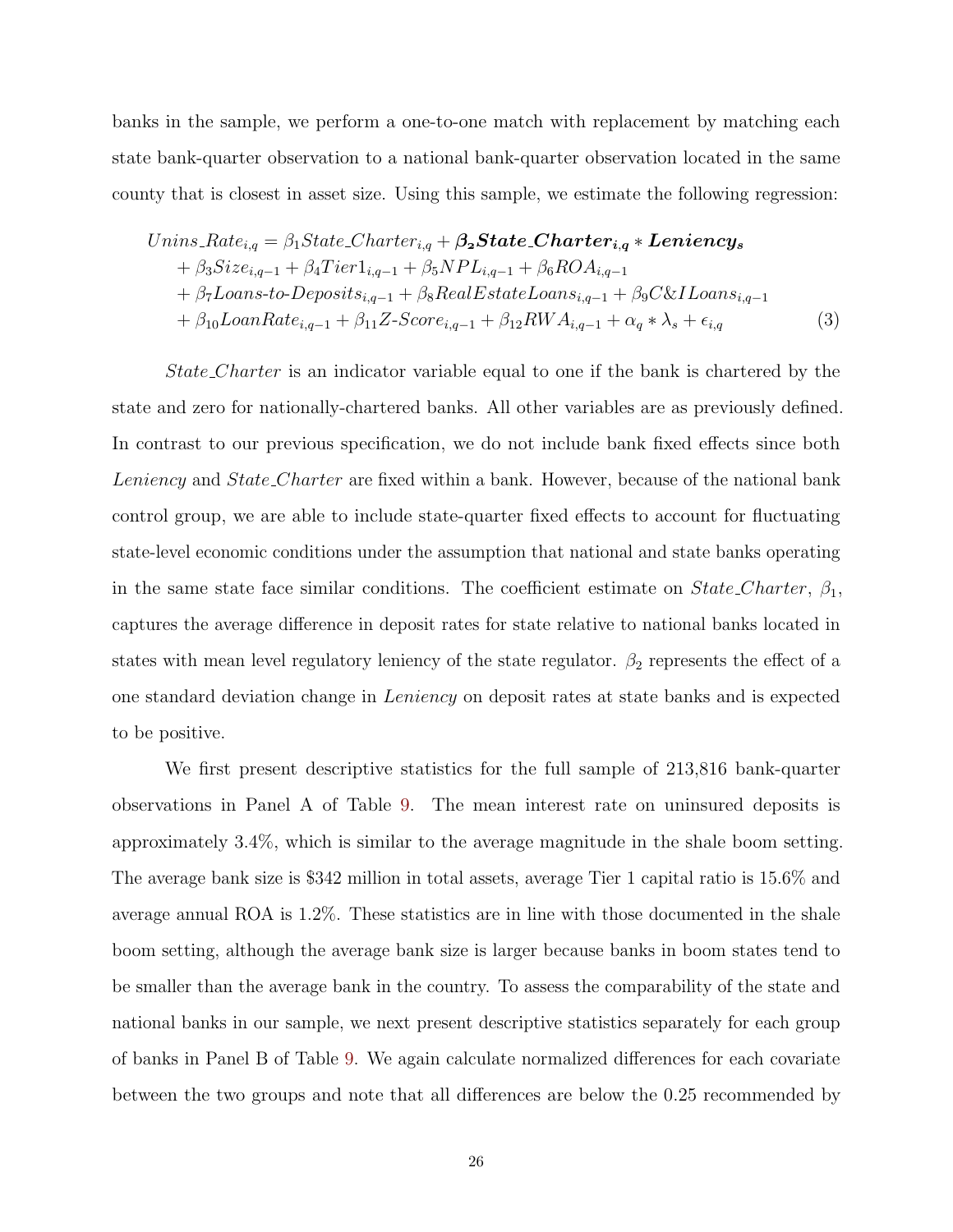banks in the sample, we perform a one-to-one match with replacement by matching each state bank-quarter observation to a national bank-quarter observation located in the same county that is closest in asset size. Using this sample, we estimate the following regression:

$$
\begin{aligned}
Unins\_Rate_{i,q} &= \beta_1 State\_Charter_{i,q} + \boldsymbol{\beta_2 State\_Charter_{i,q} * Leniency_s} \\
&+ \beta_3 Size_{i,q-1} + \beta_4 Tier1_{i,q-1} + \beta_5 NPL_{i,q-1} + \beta_6 ROA_{i,q-1} \\
&+ \beta_7 Loans\text{-}to\text{-}Deposits_{i,q-1} + \beta_8 RealEstateLoans_{i,q-1} + \beta_9 C\&ILoans_{i,q-1} \\
&+ \beta_{10} LoanRate_{i,q-1} + \beta_{11} Z\text{-}Score_{i,q-1} + \beta_{12} RWA_{i,q-1} + \alpha_q * \lambda_s + \epsilon_{i,q}
\end{aligned} \tag{3}
$$

*State_Charter* is an indicator variable equal to one if the bank is chartered by the state and zero for nationally-chartered banks. All other variables are as previously defined. In contrast to our previous specification, we do not include bank fixed effects since both *Leniency* and *State_Charter* are fixed within a bank. However, because of the national bank control group, we are able to include state-quarter fixed effects to account for fluctuating state-level economic conditions under the assumption that national and state banks operating in the same state face similar conditions. The coefficient estimate on *State_Charter*, $\beta_1$, captures the average difference in deposit rates for state relative to national banks located in states with mean level regulatory leniency of the state regulator. $\beta_2$ represents the effect of a one standard deviation change in *Leniency* on deposit rates at state banks and is expected to be positive.

We first present descriptive statistics for the full sample of 213,816 bank-quarter observations in Panel A of Table 9. The mean interest rate on uninsured deposits is approximately 3.4%, which is similar to the average magnitude in the shale boom setting. The average bank size is $342 million in total assets, average Tier 1 capital ratio is 15.6% and average annual ROA is 1.2%. These statistics are in line with those documented in the shale boom setting, although the average bank size is larger because banks in boom states tend to be smaller than the average bank in the country. To assess the comparability of the state and national banks in our sample, we next present descriptive statistics separately for each group of banks in Panel B of Table 9. We again calculate normalized differences for each covariate between the two groups and note that all differences are below the 0.25 recommended by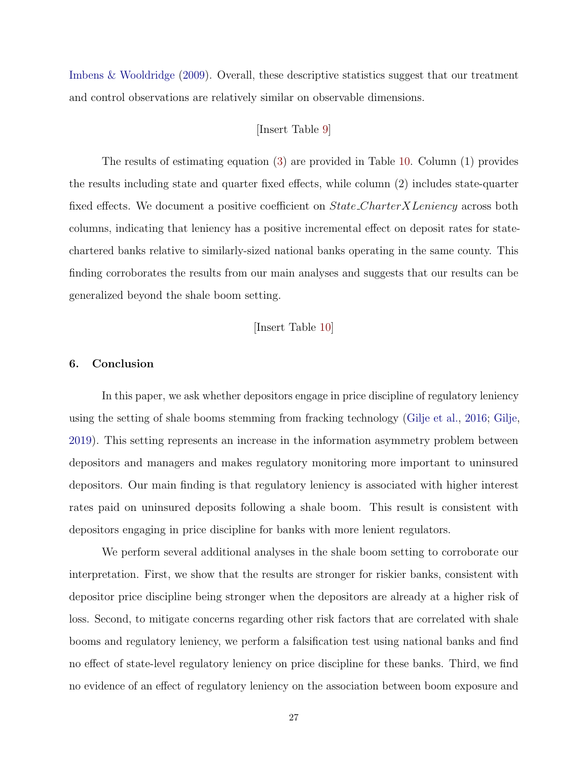Imbens & Wooldridge (2009). Overall, these descriptive statistics suggest that our treatment and control observations are relatively similar on observable dimensions.

[Insert Table 9]

The results of estimating equation (3) are provided in Table 10. Column (1) provides the results including state and quarter fixed effects, while column (2) includes state-quarter fixed effects. We document a positive coefficient on *State_CharterXLeniency* across both columns, indicating that leniency has a positive incremental effect on deposit rates for state-chartered banks relative to similarly-sized national banks operating in the same county. This finding corroborates the results from our main analyses and suggests that our results can be generalized beyond the shale boom setting.

[Insert Table 10]

## 6. Conclusion

In this paper, we ask whether depositors engage in price discipline of regulatory leniency using the setting of shale booms stemming from fracking technology (Gilje et al., 2016; Gilje, 2019). This setting represents an increase in the information asymmetry problem between depositors and managers and makes regulatory monitoring more important to uninsured depositors. Our main finding is that regulatory leniency is associated with higher interest rates paid on uninsured deposits following a shale boom. This result is consistent with depositors engaging in price discipline for banks with more lenient regulators.

We perform several additional analyses in the shale boom setting to corroborate our interpretation. First, we show that the results are stronger for riskier banks, consistent with depositor price discipline being stronger when the depositors are already at a higher risk of loss. Second, to mitigate concerns regarding other risk factors that are correlated with shale booms and regulatory leniency, we perform a falsification test using national banks and find no effect of state-level regulatory leniency on price discipline for these banks. Third, we find no evidence of an effect of regulatory leniency on the association between boom exposure and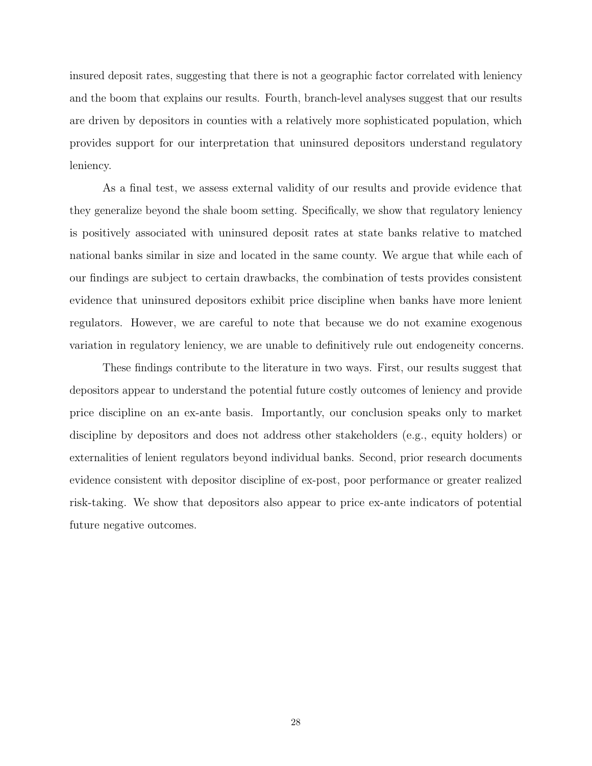insured deposit rates, suggesting that there is not a geographic factor correlated with leniency and the boom that explains our results. Fourth, branch-level analyses suggest that our results are driven by depositors in counties with a relatively more sophisticated population, which provides support for our interpretation that uninsured depositors understand regulatory leniency.

As a final test, we assess external validity of our results and provide evidence that they generalize beyond the shale boom setting. Specifically, we show that regulatory leniency is positively associated with uninsured deposit rates at state banks relative to matched national banks similar in size and located in the same county. We argue that while each of our findings are subject to certain drawbacks, the combination of tests provides consistent evidence that uninsured depositors exhibit price discipline when banks have more lenient regulators. However, we are careful to note that because we do not examine exogenous variation in regulatory leniency, we are unable to definitively rule out endogeneity concerns.

These findings contribute to the literature in two ways. First, our results suggest that depositors appear to understand the potential future costly outcomes of leniency and provide price discipline on an ex-ante basis. Importantly, our conclusion speaks only to market discipline by depositors and does not address other stakeholders (e.g., equity holders) or externalities of lenient regulators beyond individual banks. Second, prior research documents evidence consistent with depositor discipline of ex-post, poor performance or greater realized risk-taking. We show that depositors also appear to price ex-ante indicators of potential future negative outcomes.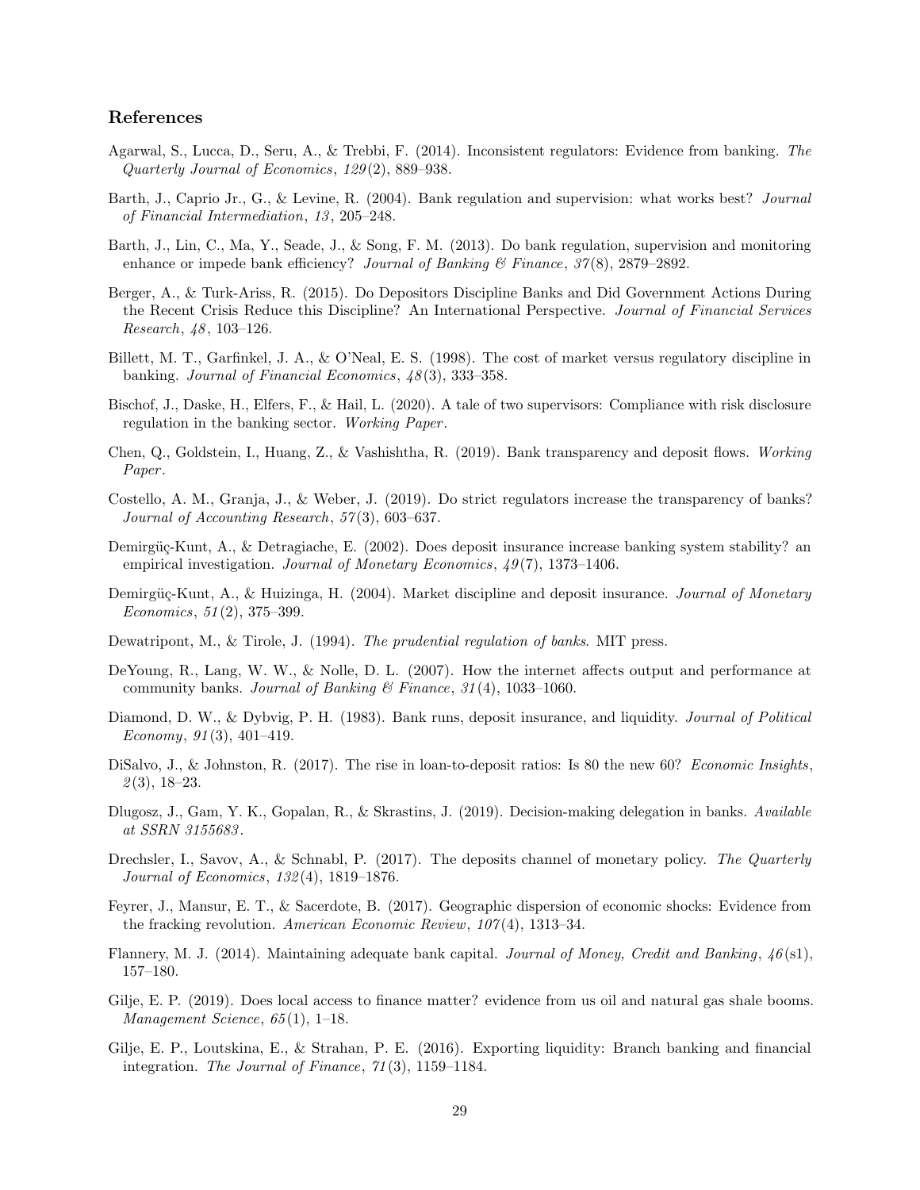## References

Agarwal, S., Lucca, D., Seru, A., & Trebbi, F. (2014). Inconsistent regulators: Evidence from banking. *The Quarterly Journal of Economics*, *129*(2), 889–938.

Barth, J., Caprio Jr., G., & Levine, R. (2004). Bank regulation and supervision: what works best? *Journal of Financial Intermediation*, *13*, 205–248.

Barth, J., Lin, C., Ma, Y., Seade, J., & Song, F. M. (2013). Do bank regulation, supervision and monitoring enhance or impede bank efficiency? *Journal of Banking & Finance*, *37*(8), 2879–2892.

Berger, A., & Turk-Ariss, R. (2015). Do Depositors Discipline Banks and Did Government Actions During the Recent Crisis Reduce this Discipline? An International Perspective. *Journal of Financial Services Research*, *48*, 103–126.

Billett, M. T., Garfinkel, J. A., & O'Neal, E. S. (1998). The cost of market versus regulatory discipline in banking. *Journal of Financial Economics*, *48*(3), 333–358.

Bischof, J., Daske, H., Elfers, F., & Hail, L. (2020). A tale of two supervisors: Compliance with risk disclosure regulation in the banking sector. *Working Paper*.

Chen, Q., Goldstein, I., Huang, Z., & Vashishtha, R. (2019). Bank transparency and deposit flows. *Working Paper*.

Costello, A. M., Granja, J., & Weber, J. (2019). Do strict regulators increase the transparency of banks? *Journal of Accounting Research*, *57*(3), 603–637.

Demirgüç-Kunt, A., & Detragiache, E. (2002). Does deposit insurance increase banking system stability? an empirical investigation. *Journal of Monetary Economics*, *49*(7), 1373–1406.

Demirgüç-Kunt, A., & Huizinga, H. (2004). Market discipline and deposit insurance. *Journal of Monetary Economics*, *51*(2), 375–399.

Dewatripont, M., & Tirole, J. (1994). *The prudential regulation of banks*. MIT press.

DeYoung, R., Lang, W. W., & Nolle, D. L. (2007). How the internet affects output and performance at community banks. *Journal of Banking & Finance*, *31*(4), 1033–1060.

Diamond, D. W., & Dybvig, P. H. (1983). Bank runs, deposit insurance, and liquidity. *Journal of Political Economy*, *91*(3), 401–419.

DiSalvo, J., & Johnston, R. (2017). The rise in loan-to-deposit ratios: Is 80 the new 60? *Economic Insights*, *2*(3), 18–23.

Dlugosz, J., Gam, Y. K., Gopalan, R., & Skrastins, J. (2019). Decision-making delegation in banks. *Available at SSRN 3155683*.

Drechsler, I., Savov, A., & Schnabl, P. (2017). The deposits channel of monetary policy. *The Quarterly Journal of Economics*, *132*(4), 1819–1876.

Feyrer, J., Mansur, E. T., & Sacerdote, B. (2017). Geographic dispersion of economic shocks: Evidence from the fracking revolution. *American Economic Review*, *107*(4), 1313–34.

Flannery, M. J. (2014). Maintaining adequate bank capital. *Journal of Money, Credit and Banking*, *46*(s1), 157–180.

Gilje, E. P. (2019). Does local access to finance matter? evidence from us oil and natural gas shale booms. *Management Science*, *65*(1), 1–18.

Gilje, E. P., Loutskina, E., & Strahan, P. E. (2016). Exporting liquidity: Branch banking and financial integration. *The Journal of Finance*, *71*(3), 1159–1184.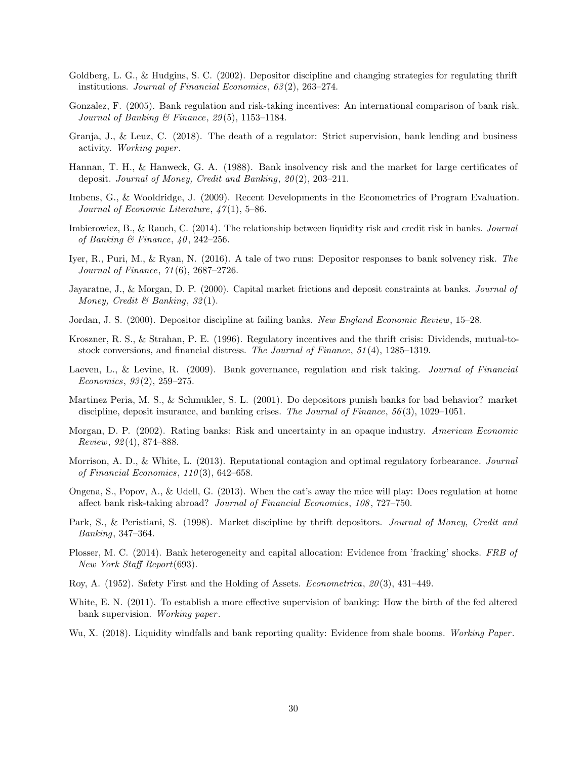Goldberg, L. G., & Hudgins, S. C. (2002). Depositor discipline and changing strategies for regulating thrift institutions. *Journal of Financial Economics*, *63*(2), 263–274.

Gonzalez, F. (2005). Bank regulation and risk-taking incentives: An international comparison of bank risk. *Journal of Banking & Finance*, *29*(5), 1153–1184.

Granja, J., & Leuz, C. (2018). The death of a regulator: Strict supervision, bank lending and business activity. *Working paper*.

Hannan, T. H., & Hanweck, G. A. (1988). Bank insolvency risk and the market for large certificates of deposit. *Journal of Money, Credit and Banking*, *20*(2), 203–211.

Imbens, G., & Wooldridge, J. (2009). Recent Developments in the Econometrics of Program Evaluation. *Journal of Economic Literature*, *47*(1), 5–86.

Imbierowicz, B., & Rauch, C. (2014). The relationship between liquidity risk and credit risk in banks. *Journal of Banking & Finance*, *40*, 242–256.

Iyer, R., Puri, M., & Ryan, N. (2016). A tale of two runs: Depositor responses to bank solvency risk. *The Journal of Finance*, *71*(6), 2687–2726.

Jayaratne, J., & Morgan, D. P. (2000). Capital market frictions and deposit constraints at banks. *Journal of Money, Credit & Banking*, *32*(1).

Jordan, J. S. (2000). Depositor discipline at failing banks. *New England Economic Review*, 15–28.

Kroszner, R. S., & Strahan, P. E. (1996). Regulatory incentives and the thrift crisis: Dividends, mutual-to-stock conversions, and financial distress. *The Journal of Finance*, *51*(4), 1285–1319.

Laeven, L., & Levine, R. (2009). Bank governance, regulation and risk taking. *Journal of Financial Economics*, *93*(2), 259–275.

Martinez Peria, M. S., & Schmukler, S. L. (2001). Do depositors punish banks for bad behavior? market discipline, deposit insurance, and banking crises. *The Journal of Finance*, *56*(3), 1029–1051.

Morgan, D. P. (2002). Rating banks: Risk and uncertainty in an opaque industry. *American Economic Review*, *92*(4), 874–888.

Morrison, A. D., & White, L. (2013). Reputational contagion and optimal regulatory forbearance. *Journal of Financial Economics*, *110*(3), 642–658.

Ongena, S., Popov, A., & Udell, G. (2013). When the cat's away the mice will play: Does regulation at home affect bank risk-taking abroad? *Journal of Financial Economics*, *108*, 727–750.

Park, S., & Peristiani, S. (1998). Market discipline by thrift depositors. *Journal of Money, Credit and Banking*, 347–364.

Plosser, M. C. (2014). Bank heterogeneity and capital allocation: Evidence from 'fracking' shocks. *FRB of New York Staff Report*(693).

Roy, A. (1952). Safety First and the Holding of Assets. *Econometrica*, *20*(3), 431–449.

White, E. N. (2011). To establish a more effective supervision of banking: How the birth of the fed altered bank supervision. *Working paper*.

Wu, X. (2018). Liquidity windfalls and bank reporting quality: Evidence from shale booms. *Working Paper*.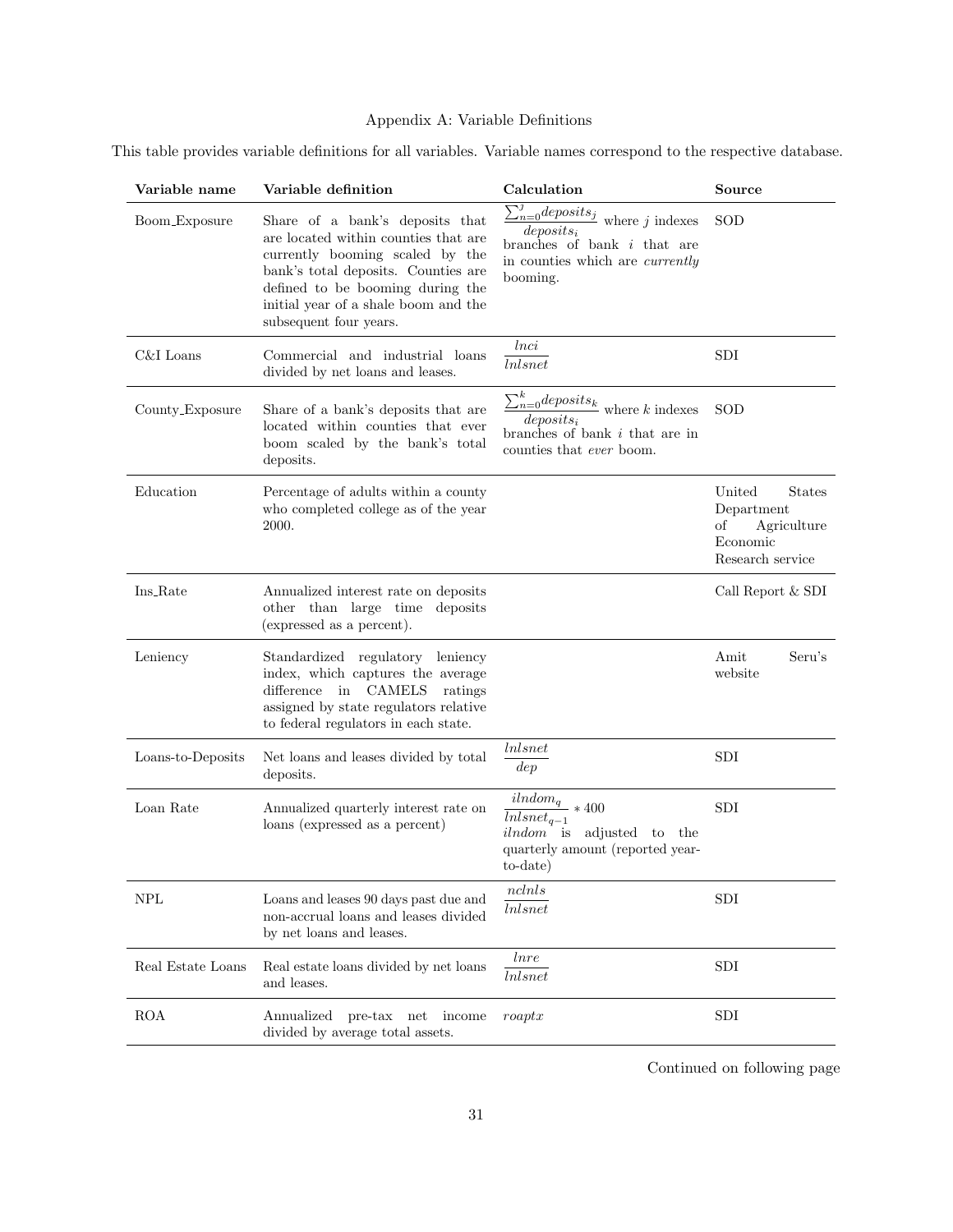Appendix A: Variable Definitions

This table provides variable definitions for all variables. Variable names correspond to the respective database.

| Variable name | Variable definition | Calculation | Source |
|---|---|---|---|
| Boom_Exposure | Share of a bank's deposits that are located within counties that are currently booming scaled by the bank's total deposits. Counties are defined to be booming during the initial year of a shale boom and the subsequent four years. | $\frac{\sum_{n=0}^{j} deposits_j}{deposits_i}$ where $j$ indexes branches of bank $i$ that are in counties which are *currently* booming. | SOD |
| C&I Loans | Commercial and industrial loans divided by net loans and leases. | $\frac{lnci}{lnlsnet}$ | SDI |
| County_Exposure | Share of a bank's deposits that are located within counties that ever boom scaled by the bank's total deposits. | $\frac{\sum_{n=0}^{k} deposits_k}{deposits_i}$ where $k$ indexes branches of bank $i$ that are in counties that *ever* boom. | SOD |
| Education | Percentage of adults within a county who completed college as of the year 2000. | | United States Department of Agriculture Economic Research service |
| Ins_Rate | Annualized interest rate on deposits other than large time deposits (expressed as a percent). | | Call Report & SDI |
| Leniency | Standardized regulatory leniency index, which captures the average difference in CAMELS ratings assigned by state regulators relative to federal regulators in each state. | | Amit Seru's website |
| Loans-to-Deposits | Net loans and leases divided by total deposits. | $\frac{lnlsnet}{dep}$ | SDI |
| Loan Rate | Annualized quarterly interest rate on loans (expressed as a percent) | $\frac{ilndom_q}{lnlsnet_{q-1}} * 400$ $ilndom$ is adjusted to the quarterly amount (reported year-to-date) | SDI |
| NPL | Loans and leases 90 days past due and non-accrual loans and leases divided by net loans and leases. | $\frac{nclnls}{lnlsnet}$ | SDI |
| Real Estate Loans | Real estate loans divided by net loans and leases. | $\frac{lnre}{lnlsnet}$ | SDI |
| ROA | Annualized pre-tax net income divided by average total assets. | $roaptx$ | SDI |

Continued on following page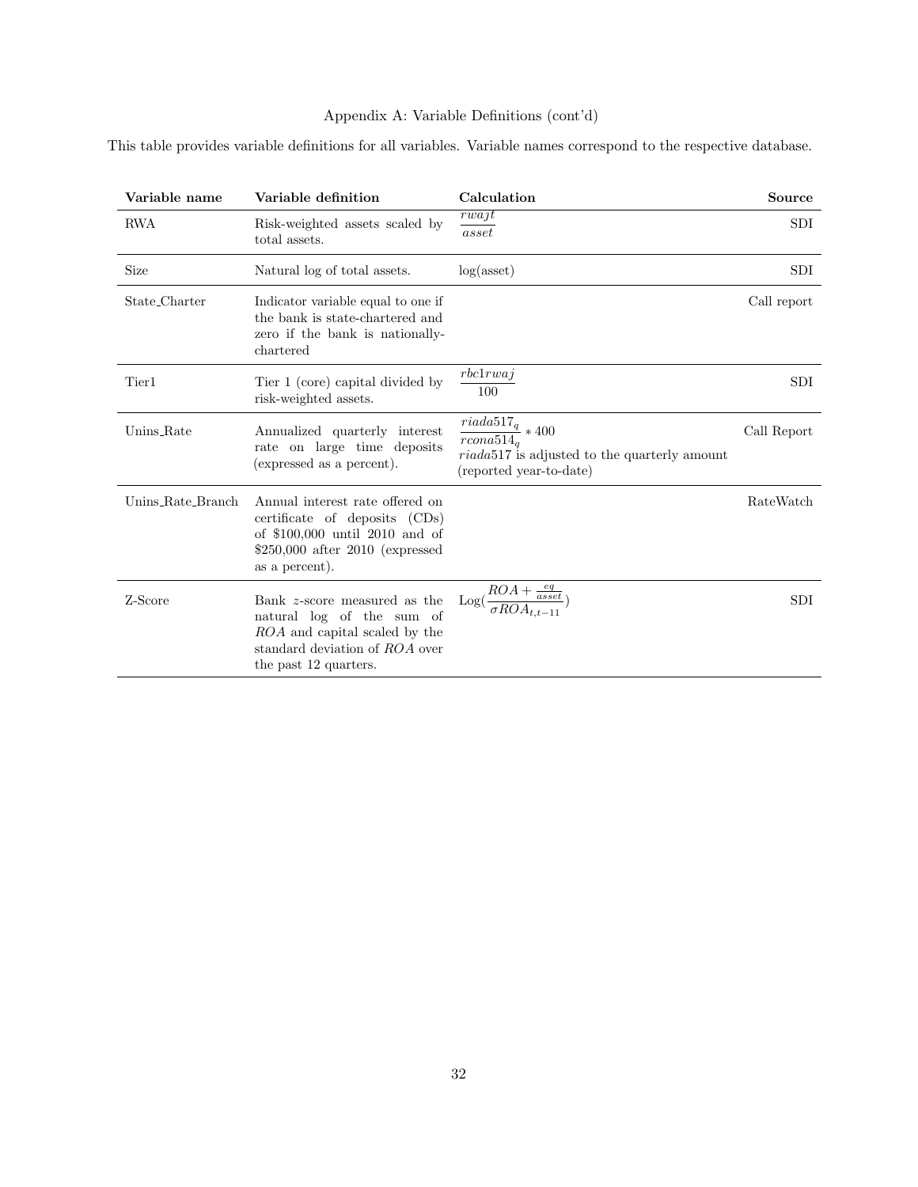Appendix A: Variable Definitions (cont'd)

This table provides variable definitions for all variables. Variable names correspond to the respective database.

| Variable name | Variable definition | Calculation | Source |
|---|---|---|---|
| RWA | Risk-weighted assets scaled by total assets. | $\frac{rwajt}{asset}$ | SDI |
| Size | Natural log of total assets. | log(asset) | SDI |
| State_Charter | Indicator variable equal to one if the bank is state-chartered and zero if the bank is nationally-chartered | | Call report |
| Tier1 | Tier 1 (core) capital divided by risk-weighted assets. | $\frac{rbc1rwaj}{100}$ | SDI |
| Unins_Rate | Annualized quarterly interest rate on large time deposits (expressed as a percent). | $\frac{riada517_q}{rcona514_q} * 400$ $riada517$ is adjusted to the quarterly amount (reported year-to-date) | Call Report |
| Unins_Rate_Branch | Annual interest rate offered on certificate of deposits (CDs) of \$100,000 until 2010 and of \$250,000 after 2010 (expressed as a percent). | | RateWatch |
| Z-Score | Bank $z$-score measured as the natural log of the sum of $ROA$ and capital scaled by the standard deviation of $ROA$ over the past 12 quarters. | $\text{Log}(\frac{ROA + \frac{eq}{asset}}{\sigma ROA_{t,t-11}})$ | SDI |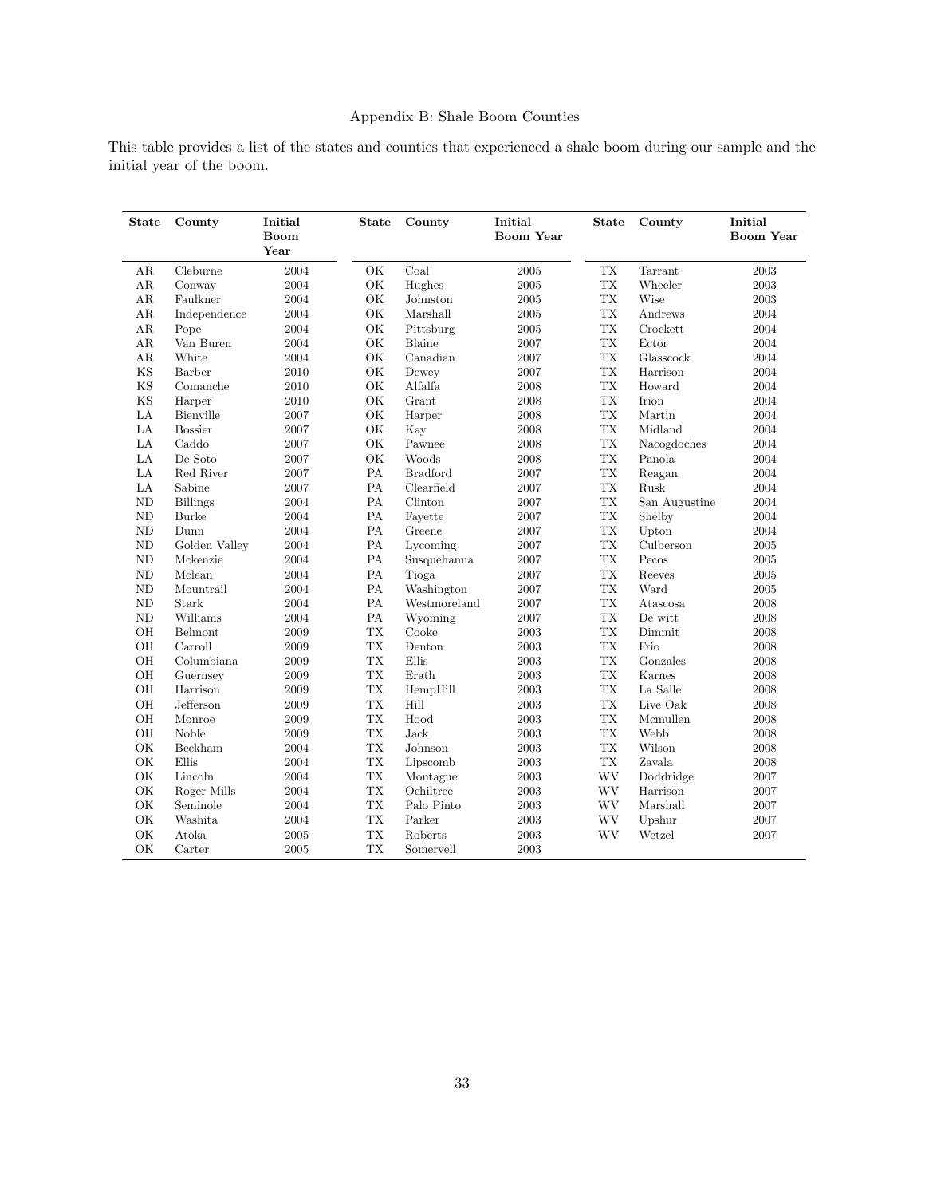## Appendix B: Shale Boom Counties

This table provides a list of the states and counties that experienced a shale boom during our sample and the initial year of the boom.

| State | County | Initial Boom Year | State | County | Initial Boom Year | State | County | Initial Boom Year |
|---|---|---|---|---|---|---|---|---|
| AR | Cleburne | 2004 | OK | Coal | 2005 | TX | Tarrant | 2003 |
| AR | Conway | 2004 | OK | Hughes | 2005 | TX | Wheeler | 2003 |
| AR | Faulkner | 2004 | OK | Johnston | 2005 | TX | Wise | 2003 |
| AR | Independence | 2004 | OK | Marshall | 2005 | TX | Andrews | 2004 |
| AR | Pope | 2004 | OK | Pittsburg | 2005 | TX | Crockett | 2004 |
| AR | Van Buren | 2004 | OK | Blaine | 2007 | TX | Ector | 2004 |
| AR | White | 2004 | OK | Canadian | 2007 | TX | Glasscock | 2004 |
| KS | Barber | 2010 | OK | Dewey | 2007 | TX | Harrison | 2004 |
| KS | Comanche | 2010 | OK | Alfalfa | 2008 | TX | Howard | 2004 |
| KS | Harper | 2010 | OK | Grant | 2008 | TX | Irion | 2004 |
| LA | Bienville | 2007 | OK | Harper | 2008 | TX | Martin | 2004 |
| LA | Bossier | 2007 | OK | Kay | 2008 | TX | Midland | 2004 |
| LA | Caddo | 2007 | OK | Pawnee | 2008 | TX | Nacogdoches | 2004 |
| LA | De Soto | 2007 | OK | Woods | 2008 | TX | Panola | 2004 |
| LA | Red River | 2007 | PA | Bradford | 2007 | TX | Reagan | 2004 |
| LA | Sabine | 2007 | PA | Clearfield | 2007 | TX | Rusk | 2004 |
| ND | Billings | 2004 | PA | Clinton | 2007 | TX | San Augustine | 2004 |
| ND | Burke | 2004 | PA | Fayette | 2007 | TX | Shelby | 2004 |
| ND | Dunn | 2004 | PA | Greene | 2007 | TX | Upton | 2004 |
| ND | Golden Valley | 2004 | PA | Lycoming | 2007 | TX | Culberson | 2005 |
| ND | Mckenzie | 2004 | PA | Susquehanna | 2007 | TX | Pecos | 2005 |
| ND | Mclean | 2004 | PA | Tioga | 2007 | TX | Reeves | 2005 |
| ND | Mountrail | 2004 | PA | Washington | 2007 | TX | Ward | 2005 |
| ND | Stark | 2004 | PA | Westmoreland | 2007 | TX | Atascosa | 2008 |
| ND | Williams | 2004 | PA | Wyoming | 2007 | TX | De witt | 2008 |
| OH | Belmont | 2009 | TX | Cooke | 2003 | TX | Dimmit | 2008 |
| OH | Carroll | 2009 | TX | Denton | 2003 | TX | Frio | 2008 |
| OH | Columbiana | 2009 | TX | Ellis | 2003 | TX | Gonzales | 2008 |
| OH | Guernsey | 2009 | TX | Erath | 2003 | TX | Karnes | 2008 |
| OH | Harrison | 2009 | TX | HempHill | 2003 | TX | La Salle | 2008 |
| OH | Jefferson | 2009 | TX | Hill | 2003 | TX | Live Oak | 2008 |
| OH | Monroe | 2009 | TX | Hood | 2003 | TX | Mcmullen | 2008 |
| OH | Noble | 2009 | TX | Jack | 2003 | TX | Webb | 2008 |
| OK | Beckham | 2004 | TX | Johnson | 2003 | TX | Wilson | 2008 |
| OK | Ellis | 2004 | TX | Lipscomb | 2003 | TX | Zavala | 2008 |
| OK | Lincoln | 2004 | TX | Montague | 2003 | WV | Doddridge | 2007 |
| OK | Roger Mills | 2004 | TX | Ochiltree | 2003 | WV | Harrison | 2007 |
| OK | Seminole | 2004 | TX | Palo Pinto | 2003 | WV | Marshall | 2007 |
| OK | Washita | 2004 | TX | Parker | 2003 | WV | Upshur | 2007 |
| OK | Atoka | 2005 | TX | Roberts | 2003 | WV | Wetzel | 2007 |
| OK | Carter | 2005 | TX | Somervell | 2003 | | | |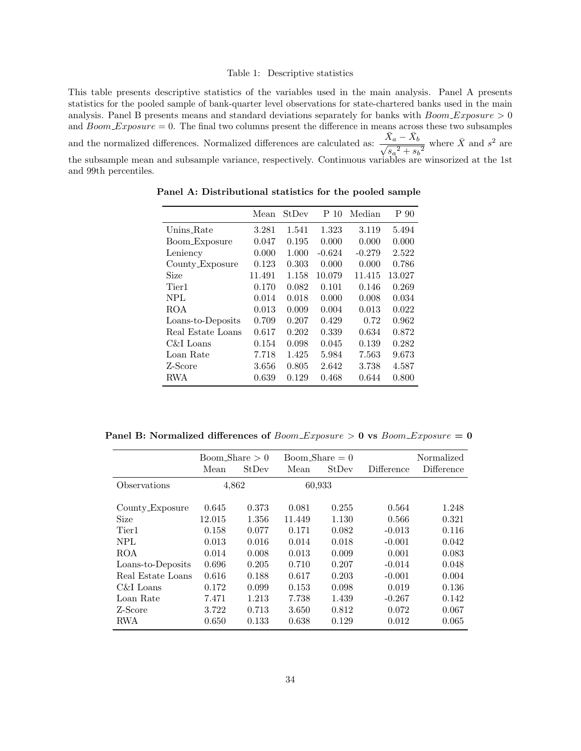Table 1: Descriptive statistics

This table presents descriptive statistics of the variables used in the main analysis. Panel A presents statistics for the pooled sample of bank-quarter level observations for state-chartered banks used in the main analysis. Panel B presents means and standard deviations separately for banks with $Boom\_Exposure > 0$ and $Boom\_Exposure = 0$. The final two columns present the difference in means across these two subsamples and the normalized differences. Normalized differences are calculated as: $\frac{\bar{X}_a - \bar{X}_b}{\sqrt{{s_a}^2 + {s_b}^2}}$ where $\bar{X}$ and $s^2$ are the subsample mean and subsample variance, respectively. Continuous variables are winsorized at the 1st and 99th percentiles.

**Panel A: Distributional statistics for the pooled sample**

| | Mean | StDev | P 10 | Median | P 90 |
|---|---|---|---|---|---|
| Unins_Rate | 3.281 | 1.541 | 1.323 | 3.119 | 5.494 |
| Boom_Exposure | 0.047 | 0.195 | 0.000 | 0.000 | 0.000 |
| Leniency | 0.000 | 1.000 | -0.624 | -0.279 | 2.522 |
| County_Exposure | 0.123 | 0.303 | 0.000 | 0.000 | 0.786 |
| Size | 11.491 | 1.158 | 10.079 | 11.415 | 13.027 |
| Tier1 | 0.170 | 0.082 | 0.101 | 0.146 | 0.269 |
| NPL | 0.014 | 0.018 | 0.000 | 0.008 | 0.034 |
| ROA | 0.013 | 0.009 | 0.004 | 0.013 | 0.022 |
| Loans-to-Deposits | 0.709 | 0.207 | 0.429 | 0.72 | 0.962 |
| Real Estate Loans | 0.617 | 0.202 | 0.339 | 0.634 | 0.872 |
| C&I Loans | 0.154 | 0.098 | 0.045 | 0.139 | 0.282 |
| Loan Rate | 7.718 | 1.425 | 5.984 | 7.563 | 9.673 |
| Z-Score | 3.656 | 0.805 | 2.642 | 3.738 | 4.587 |
| RWA | 0.639 | 0.129 | 0.468 | 0.644 | 0.800 |

**Panel B: Normalized differences of $Boom\_Exposure > 0$ vs $Boom\_Exposure = 0$**

| | Boom_Share > 0 | | Boom_Share = 0 | | | Normalized |
|---|---|---|---|---|---|---|
| | Mean | StDev | Mean | StDev | Difference | Difference |
| Observations | 4,862 | | 60,933 | | | |
| County_Exposure | 0.645 | 0.373 | 0.081 | 0.255 | 0.564 | 1.248 |
| Size | 12.015 | 1.356 | 11.449 | 1.130 | 0.566 | 0.321 |
| Tier1 | 0.158 | 0.077 | 0.171 | 0.082 | -0.013 | 0.116 |
| NPL | 0.013 | 0.016 | 0.014 | 0.018 | -0.001 | 0.042 |
| ROA | 0.014 | 0.008 | 0.013 | 0.009 | 0.001 | 0.083 |
| Loans-to-Deposits | 0.696 | 0.205 | 0.710 | 0.207 | -0.014 | 0.048 |
| Real Estate Loans | 0.616 | 0.188 | 0.617 | 0.203 | -0.001 | 0.004 |
| C&I Loans | 0.172 | 0.099 | 0.153 | 0.098 | 0.019 | 0.136 |
| Loan Rate | 7.471 | 1.213 | 7.738 | 1.439 | -0.267 | 0.142 |
| Z-Score | 3.722 | 0.713 | 3.650 | 0.812 | 0.072 | 0.067 |
| RWA | 0.650 | 0.133 | 0.638 | 0.129 | 0.012 | 0.065 |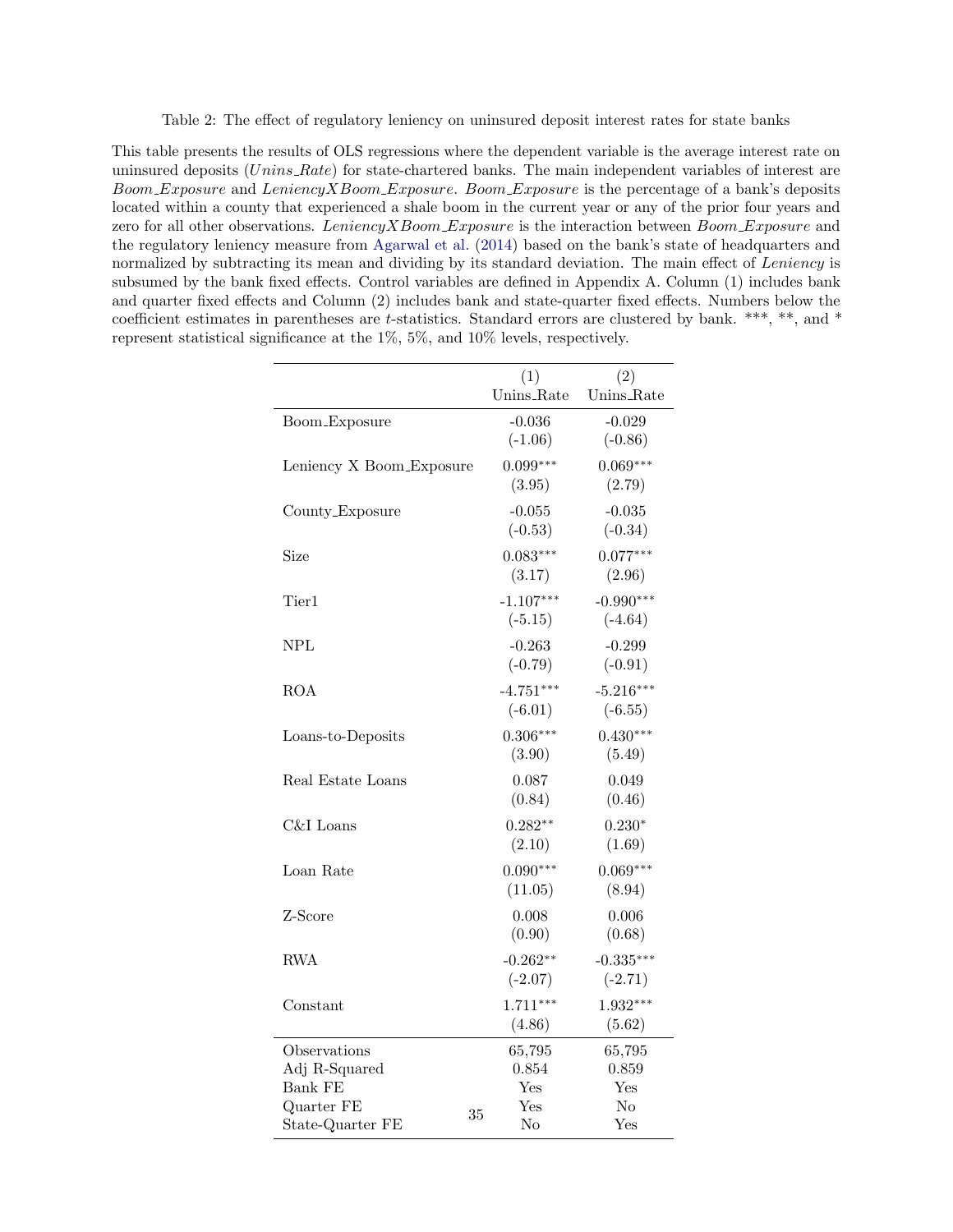Table 2: The effect of regulatory leniency on uninsured deposit interest rates for state banks

This table presents the results of OLS regressions where the dependent variable is the average interest rate on uninsured deposits (*Unins_Rate*) for state-chartered banks. The main independent variables of interest are *Boom_Exposure* and *LeniencyXBoom_Exposure*. *Boom_Exposure* is the percentage of a bank's deposits located within a county that experienced a shale boom in the current year or any of the prior four years and zero for all other observations. *LeniencyXBoom_Exposure* is the interaction between *Boom_Exposure* and the regulatory leniency measure from Agarwal et al. (2014) based on the bank's state of headquarters and normalized by subtracting its mean and dividing by its standard deviation. The main effect of *Leniency* is subsumed by the bank fixed effects. Control variables are defined in Appendix A. Column (1) includes bank and quarter fixed effects and Column (2) includes bank and state-quarter fixed effects. Numbers below the coefficient estimates in parentheses are *t*-statistics. Standard errors are clustered by bank. ***, **, and * represent statistical significance at the 1%, 5%, and 10% levels, respectively.

| | (1) Unins_Rate | (2) Unins_Rate |
|---|---|---|
| Boom_Exposure | -0.036 | -0.029 |
| | (-1.06) | (-0.86) |
| Leniency X Boom_Exposure | 0.099*** | 0.069*** |
| | (3.95) | (2.79) |
| County_Exposure | -0.055 | -0.035 |
| | (-0.53) | (-0.34) |
| Size | 0.083*** | 0.077*** |
| | (3.17) | (2.96) |
| Tier1 | -1.107*** | -0.990*** |
| | (-5.15) | (-4.64) |
| NPL | -0.263 | -0.299 |
| | (-0.79) | (-0.91) |
| ROA | -4.751*** | -5.216*** |
| | (-6.01) | (-6.55) |
| Loans-to-Deposits | 0.306*** | 0.430*** |
| | (3.90) | (5.49) |
| Real Estate Loans | 0.087 | 0.049 |
| | (0.84) | (0.46) |
| C&I Loans | 0.282** | 0.230* |
| | (2.10) | (1.69) |
| Loan Rate | 0.090*** | 0.069*** |
| | (11.05) | (8.94) |
| Z-Score | 0.008 | 0.006 |
| | (0.90) | (0.68) |
| RWA | -0.262** | -0.335*** |
| | (-2.07) | (-2.71) |
| Constant | 1.711*** | 1.932*** |
| | (4.86) | (5.62) |
| Observations | 65,795 | 65,795 |
| Adj R-Squared | 0.854 | 0.859 |
| Bank FE | Yes | Yes |
| Quarter FE | Yes | No |
| State-Quarter FE | No | Yes |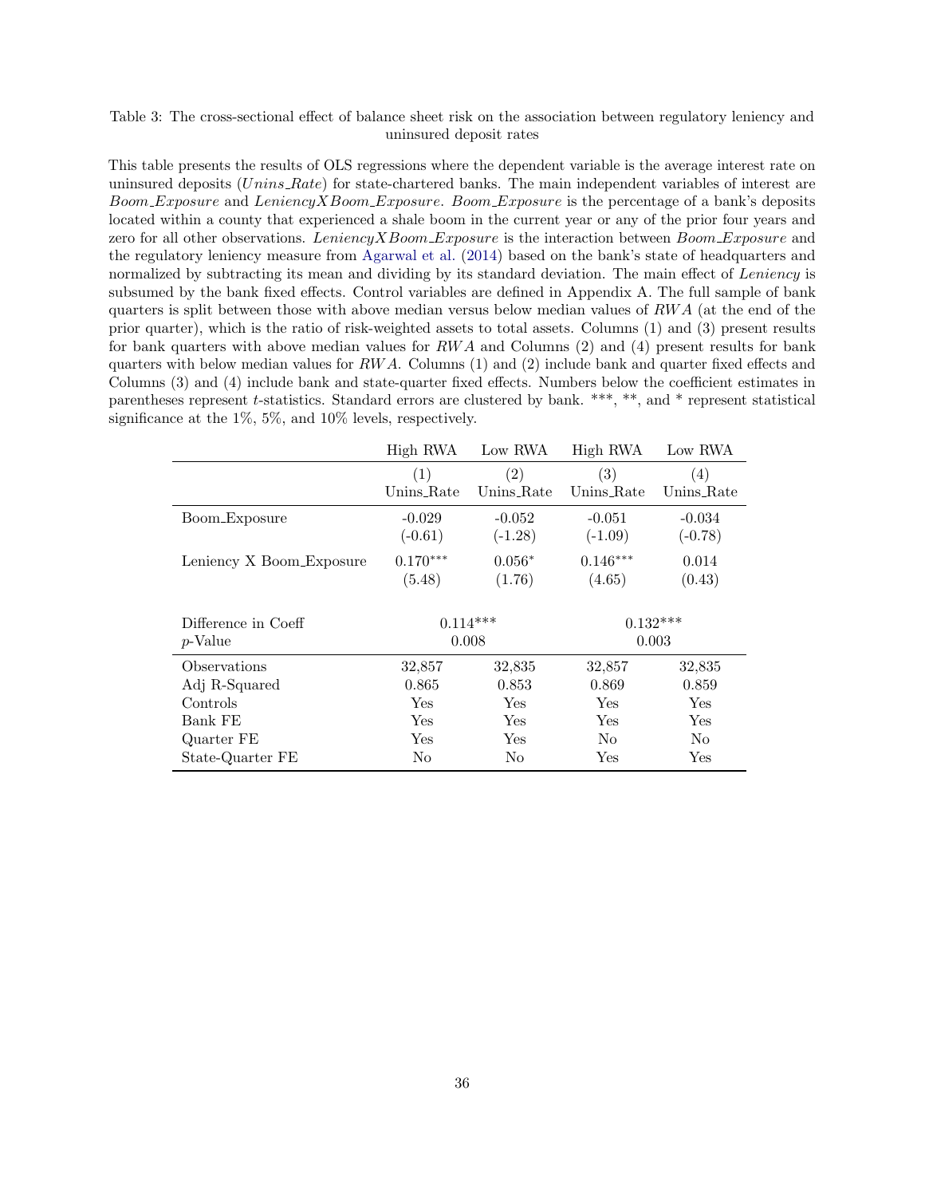Table 3: The cross-sectional effect of balance sheet risk on the association between regulatory leniency and uninsured deposit rates

This table presents the results of OLS regressions where the dependent variable is the average interest rate on uninsured deposits (*Unins_Rate*) for state-chartered banks. The main independent variables of interest are *Boom_Exposure* and *LeniencyXBoom_Exposure*. *Boom_Exposure* is the percentage of a bank's deposits located within a county that experienced a shale boom in the current year or any of the prior four years and zero for all other observations. *LeniencyXBoom_Exposure* is the interaction between *Boom_Exposure* and the regulatory leniency measure from Agarwal et al. (2014) based on the bank's state of headquarters and normalized by subtracting its mean and dividing by its standard deviation. The main effect of *Leniency* is subsumed by the bank fixed effects. Control variables are defined in Appendix A. The full sample of bank quarters is split between those with above median versus below median values of *RWA* (at the end of the prior quarter), which is the ratio of risk-weighted assets to total assets. Columns (1) and (3) present results for bank quarters with above median values for *RWA* and Columns (2) and (4) present results for bank quarters with below median values for *RWA*. Columns (1) and (2) include bank and quarter fixed effects and Columns (3) and (4) include bank and state-quarter fixed effects. Numbers below the coefficient estimates in parentheses represent *t*-statistics. Standard errors are clustered by bank. \*\*\*, \*\*, and \* represent statistical significance at the 1%, 5%, and 10% levels, respectively.

| | High RWA | Low RWA | High RWA | Low RWA |
|---|---|---|---|---|
| | (1) | (2) | (3) | (4) |
| | Unins_Rate | Unins_Rate | Unins_Rate | Unins_Rate |
| Boom_Exposure | -0.029 | -0.052 | -0.051 | -0.034 |
| | (-0.61) | (-1.28) | (-1.09) | (-0.78) |
| Leniency X Boom_Exposure | 0.170*** | 0.056* | 0.146*** | 0.014 |
| | (5.48) | (1.76) | (4.65) | (0.43) |
| Difference in Coeff | 0.114*** | | 0.132*** | |
| *p*-Value | 0.008 | | 0.003 | |
| Observations | 32,857 | 32,835 | 32,857 | 32,835 |
| Adj R-Squared | 0.865 | 0.853 | 0.869 | 0.859 |
| Controls | Yes | Yes | Yes | Yes |
| Bank FE | Yes | Yes | Yes | Yes |
| Quarter FE | Yes | Yes | No | No |
| State-Quarter FE | No | No | Yes | Yes |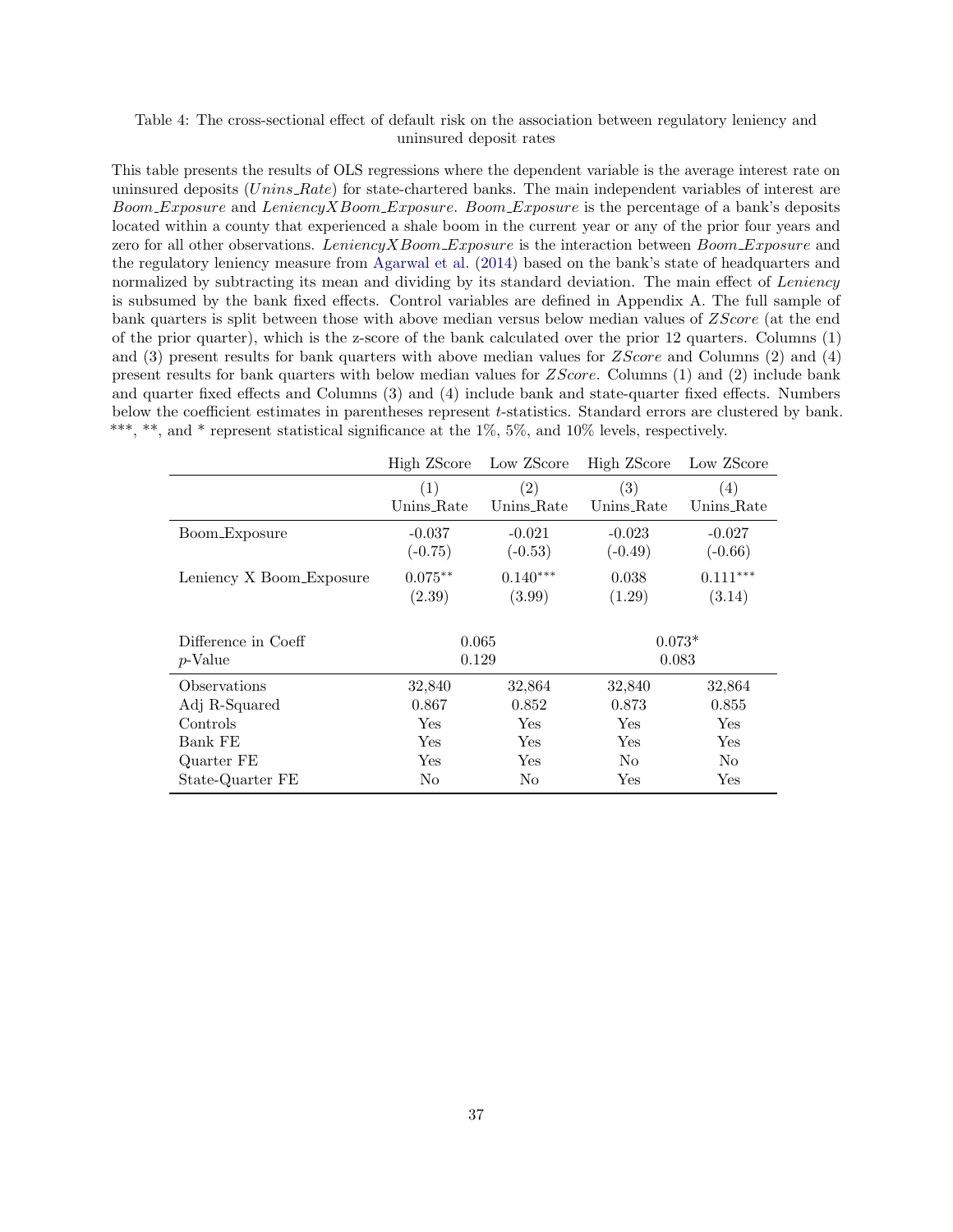Table 4: The cross-sectional effect of default risk on the association between regulatory leniency and uninsured deposit rates

This table presents the results of OLS regressions where the dependent variable is the average interest rate on uninsured deposits (*Unins_Rate*) for state-chartered banks. The main independent variables of interest are *Boom_Exposure* and *LeniencyXBoom_Exposure*. *Boom_Exposure* is the percentage of a bank's deposits located within a county that experienced a shale boom in the current year or any of the prior four years and zero for all other observations. *LeniencyXBoom_Exposure* is the interaction between *Boom_Exposure* and the regulatory leniency measure from Agarwal et al. (2014) based on the bank's state of headquarters and normalized by subtracting its mean and dividing by its standard deviation. The main effect of *Leniency* is subsumed by the bank fixed effects. Control variables are defined in Appendix A. The full sample of bank quarters is split between those with above median versus below median values of *ZScore* (at the end of the prior quarter), which is the z-score of the bank calculated over the prior 12 quarters. Columns (1) and (3) present results for bank quarters with above median values for *ZScore* and Columns (2) and (4) present results for bank quarters with below median values for *ZScore*. Columns (1) and (2) include bank and quarter fixed effects and Columns (3) and (4) include bank and state-quarter fixed effects. Numbers below the coefficient estimates in parentheses represent *t*-statistics. Standard errors are clustered by bank. \*\*\*, \*\*, and \* represent statistical significance at the 1%, 5%, and 10% levels, respectively.

| | High ZScore | Low ZScore | High ZScore | Low ZScore |
|---|---|---|---|---|
| | (1) | (2) | (3) | (4) |
| | Unins_Rate | Unins_Rate | Unins_Rate | Unins_Rate |
| Boom_Exposure | -0.037 | -0.021 | -0.023 | -0.027 |
| | (-0.75) | (-0.53) | (-0.49) | (-0.66) |
| Leniency X Boom_Exposure | 0.075** | 0.140*** | 0.038 | 0.111*** |
| | (2.39) | (3.99) | (1.29) | (3.14) |
| Difference in Coeff | 0.065 | | 0.073* | |
| *p*-Value | 0.129 | | 0.083 | |
| Observations | 32,840 | 32,864 | 32,840 | 32,864 |
| Adj R-Squared | 0.867 | 0.852 | 0.873 | 0.855 |
| Controls | Yes | Yes | Yes | Yes |
| Bank FE | Yes | Yes | Yes | Yes |
| Quarter FE | Yes | Yes | No | No |
| State-Quarter FE | No | No | Yes | Yes |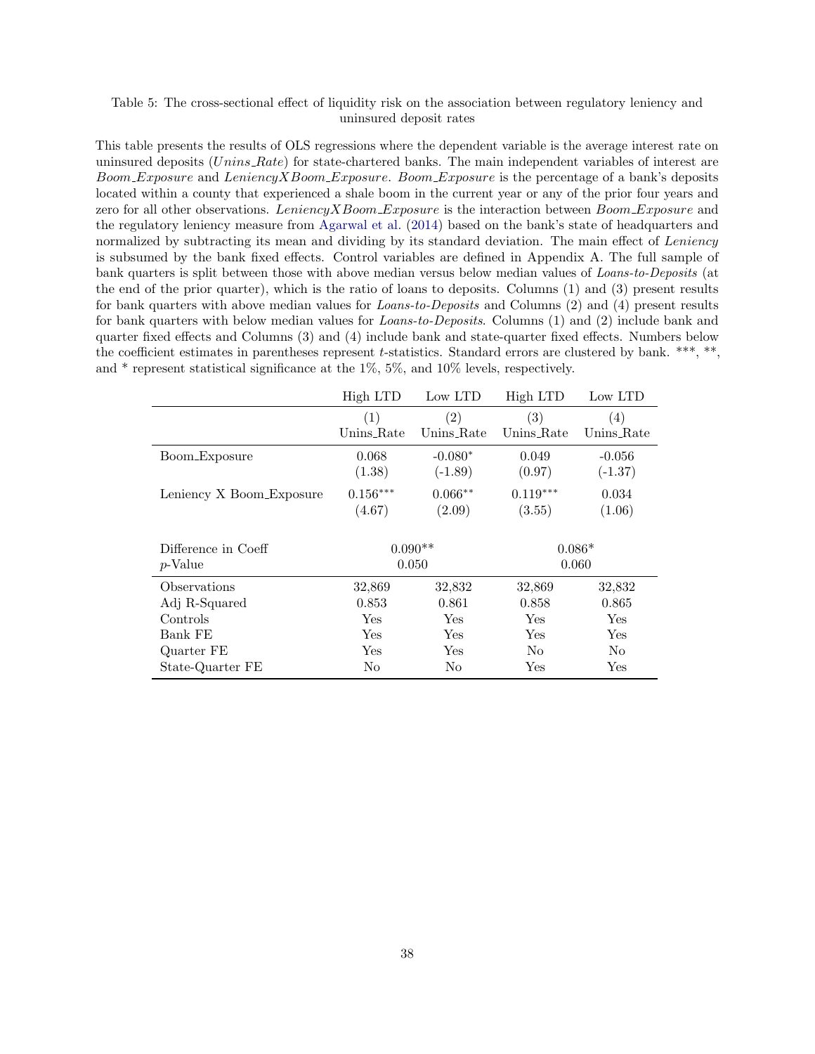Table 5: The cross-sectional effect of liquidity risk on the association between regulatory leniency and uninsured deposit rates

This table presents the results of OLS regressions where the dependent variable is the average interest rate on uninsured deposits (*Unins_Rate*) for state-chartered banks. The main independent variables of interest are *Boom_Exposure* and *LeniencyXBoom_Exposure*. *Boom_Exposure* is the percentage of a bank's deposits located within a county that experienced a shale boom in the current year or any of the prior four years and zero for all other observations. *LeniencyXBoom_Exposure* is the interaction between *Boom_Exposure* and the regulatory leniency measure from Agarwal et al. (2014) based on the bank's state of headquarters and normalized by subtracting its mean and dividing by its standard deviation. The main effect of *Leniency* is subsumed by the bank fixed effects. Control variables are defined in Appendix A. The full sample of bank quarters is split between those with above median versus below median values of *Loans-to-Deposits* (at the end of the prior quarter), which is the ratio of loans to deposits. Columns (1) and (3) present results for bank quarters with above median values for *Loans-to-Deposits* and Columns (2) and (4) present results for bank quarters with below median values for *Loans-to-Deposits*. Columns (1) and (2) include bank and quarter fixed effects and Columns (3) and (4) include bank and state-quarter fixed effects. Numbers below the coefficient estimates in parentheses represent $t$-statistics. Standard errors are clustered by bank. \*\*\*, \*\*, and \* represent statistical significance at the 1%, 5%, and 10% levels, respectively.

| | High LTD | Low LTD | High LTD | Low LTD |
|---|---|---|---|---|
| | (1) | (2) | (3) | (4) |
| | Unins_Rate | Unins_Rate | Unins_Rate | Unins_Rate |
| Boom_Exposure | 0.068 | -0.080* | 0.049 | -0.056 |
| | (1.38) | (-1.89) | (0.97) | (-1.37) |
| Leniency X Boom_Exposure | 0.156*** | 0.066** | 0.119*** | 0.034 |
| | (4.67) | (2.09) | (3.55) | (1.06) |
| Difference in Coeff | 0.090** | | 0.086* | |
| $p$-Value | 0.050 | | 0.060 | |
| Observations | 32,869 | 32,832 | 32,869 | 32,832 |
| Adj R-Squared | 0.853 | 0.861 | 0.858 | 0.865 |
| Controls | Yes | Yes | Yes | Yes |
| Bank FE | Yes | Yes | Yes | Yes |
| Quarter FE | Yes | Yes | No | No |
| State-Quarter FE | No | No | Yes | Yes |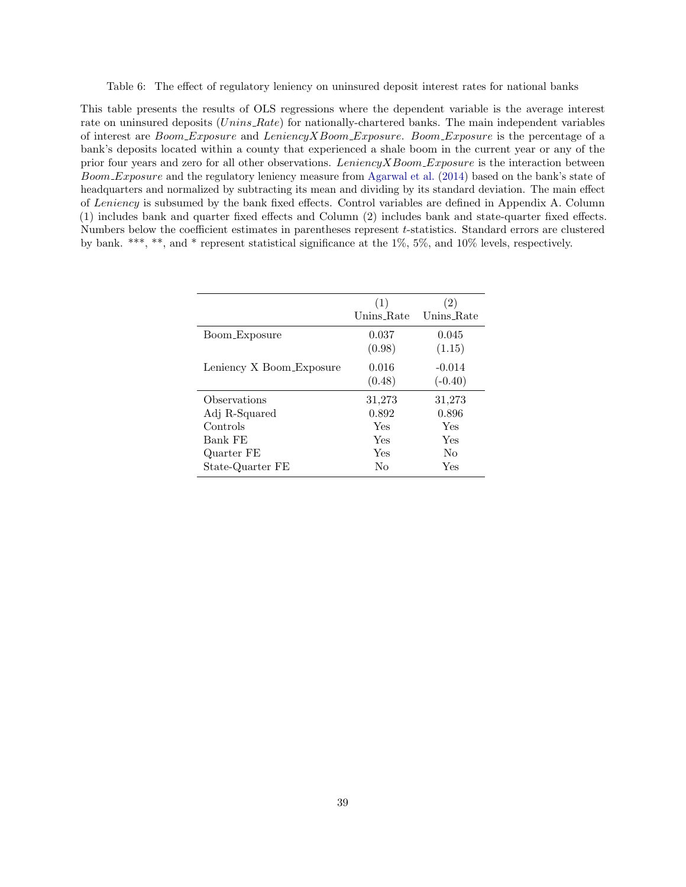Table 6: The effect of regulatory leniency on uninsured deposit interest rates for national banks

This table presents the results of OLS regressions where the dependent variable is the average interest rate on uninsured deposits (*Unins_Rate*) for nationally-chartered banks. The main independent variables of interest are *Boom_Exposure* and *LeniencyXBoom_Exposure*. *Boom_Exposure* is the percentage of a bank's deposits located within a county that experienced a shale boom in the current year or any of the prior four years and zero for all other observations. *LeniencyXBoom_Exposure* is the interaction between *Boom_Exposure* and the regulatory leniency measure from Agarwal et al. (2014) based on the bank's state of headquarters and normalized by subtracting its mean and dividing by its standard deviation. The main effect of *Leniency* is subsumed by the bank fixed effects. Control variables are defined in Appendix A. Column (1) includes bank and quarter fixed effects and Column (2) includes bank and state-quarter fixed effects. Numbers below the coefficient estimates in parentheses represent *t*-statistics. Standard errors are clustered by bank. \*\*\*, \*\*, and \* represent statistical significance at the 1%, 5%, and 10% levels, respectively.

| | (1) Unins_Rate | (2) Unins_Rate |
|---|---|---|
| Boom_Exposure | 0.037 | 0.045 |
| | (0.98) | (1.15) |
| Leniency X Boom_Exposure | 0.016 | -0.014 |
| | (0.48) | (-0.40) |
| Observations | 31,273 | 31,273 |
| Adj R-Squared | 0.892 | 0.896 |
| Controls | Yes | Yes |
| Bank FE | Yes | Yes |
| Quarter FE | Yes | No |
| State-Quarter FE | No | Yes |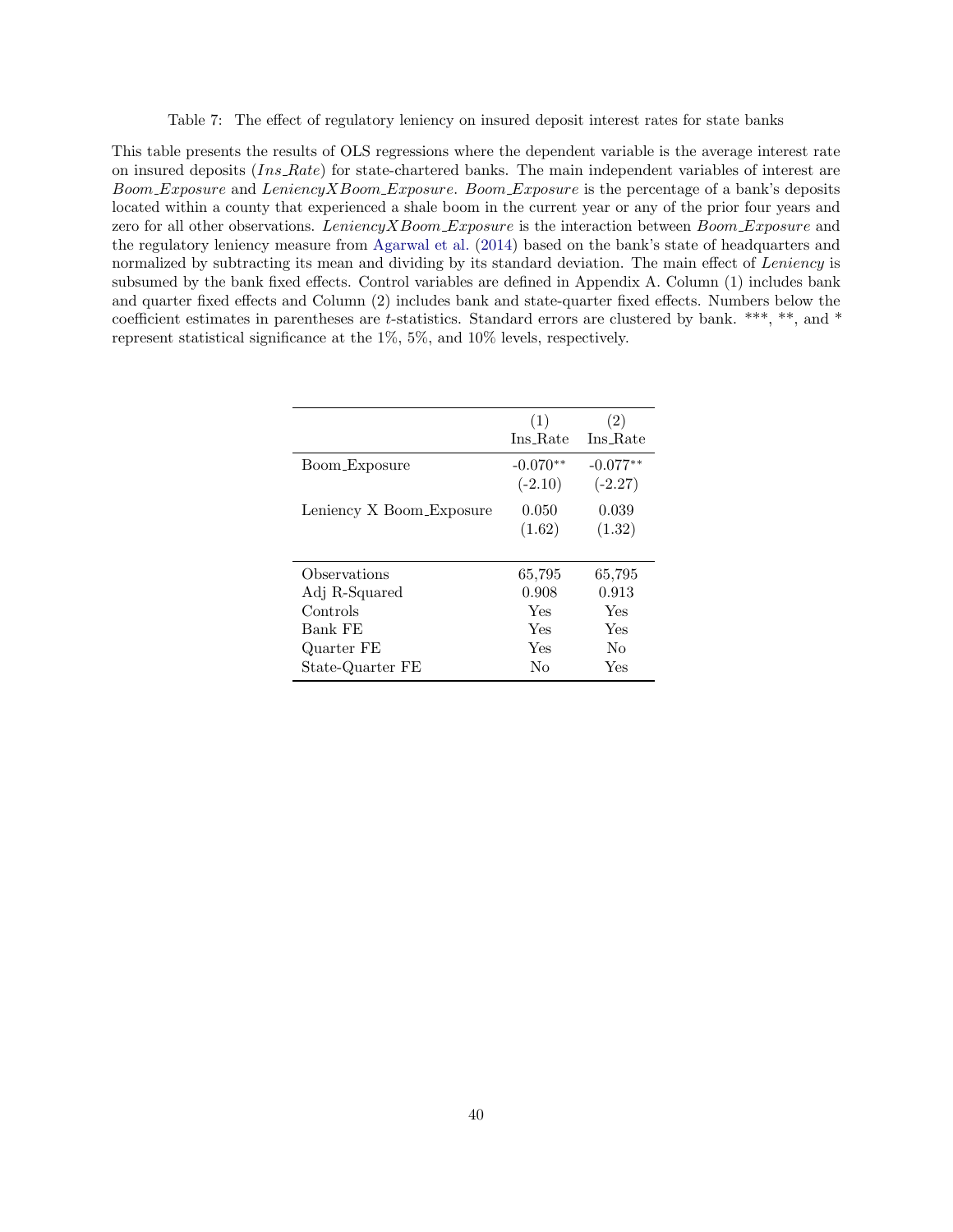Table 7: The effect of regulatory leniency on insured deposit interest rates for state banks

This table presents the results of OLS regressions where the dependent variable is the average interest rate on insured deposits (*Ins_Rate*) for state-chartered banks. The main independent variables of interest are *Boom_Exposure* and *LeniencyXBoom_Exposure*. *Boom_Exposure* is the percentage of a bank's deposits located within a county that experienced a shale boom in the current year or any of the prior four years and zero for all other observations. *LeniencyXBoom_Exposure* is the interaction between *Boom_Exposure* and the regulatory leniency measure from Agarwal et al. (2014) based on the bank's state of headquarters and normalized by subtracting its mean and dividing by its standard deviation. The main effect of *Leniency* is subsumed by the bank fixed effects. Control variables are defined in Appendix A. Column (1) includes bank and quarter fixed effects and Column (2) includes bank and state-quarter fixed effects. Numbers below the coefficient estimates in parentheses are *t*-statistics. Standard errors are clustered by bank. \*\*\*, \*\*, and \* represent statistical significance at the 1%, 5%, and 10% levels, respectively.

| | (1) Ins_Rate | (2) Ins_Rate |
|---|---|---|
| Boom_Exposure | -0.070** | -0.077** |
| | (-2.10) | (-2.27) |
| Leniency X Boom_Exposure | 0.050 | 0.039 |
| | (1.62) | (1.32) |
| Observations | 65,795 | 65,795 |
| Adj R-Squared | 0.908 | 0.913 |
| Controls | Yes | Yes |
| Bank FE | Yes | Yes |
| Quarter FE | Yes | No |
| State-Quarter FE | No | Yes |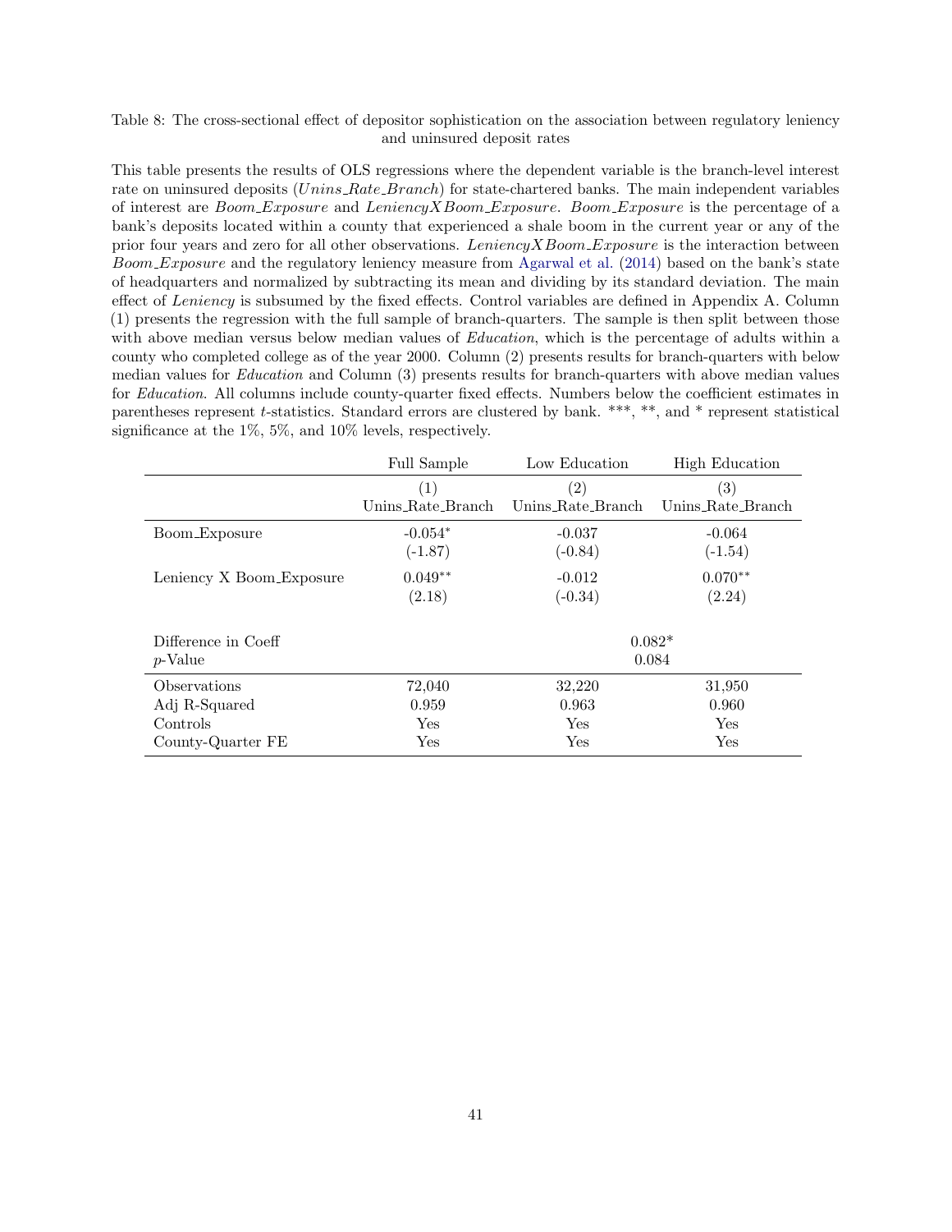Table 8: The cross-sectional effect of depositor sophistication on the association between regulatory leniency and uninsured deposit rates

This table presents the results of OLS regressions where the dependent variable is the branch-level interest rate on uninsured deposits (*Unins_Rate_Branch*) for state-chartered banks. The main independent variables of interest are *Boom_Exposure* and *LeniencyXBoom_Exposure*. *Boom_Exposure* is the percentage of a bank's deposits located within a county that experienced a shale boom in the current year or any of the prior four years and zero for all other observations. *LeniencyXBoom_Exposure* is the interaction between *Boom_Exposure* and the regulatory leniency measure from Agarwal et al. (2014) based on the bank's state of headquarters and normalized by subtracting its mean and dividing by its standard deviation. The main effect of *Leniency* is subsumed by the fixed effects. Control variables are defined in Appendix A. Column (1) presents the regression with the full sample of branch-quarters. The sample is then split between those with above median versus below median values of *Education*, which is the percentage of adults within a county who completed college as of the year 2000. Column (2) presents results for branch-quarters with below median values for *Education* and Column (3) presents results for branch-quarters with above median values for *Education*. All columns include county-quarter fixed effects. Numbers below the coefficient estimates in parentheses represent *t*-statistics. Standard errors are clustered by bank. \*\*\*, \*\*, and \* represent statistical significance at the 1%, 5%, and 10% levels, respectively.

| | Full Sample | Low Education | High Education |
|---|---|---|---|
| | (1) Unins_Rate_Branch | (2) Unins_Rate_Branch | (3) Unins_Rate_Branch |
| Boom_Exposure | -0.054* | -0.037 | -0.064 |
| | (-1.87) | (-0.84) | (-1.54) |
| Leniency X Boom_Exposure | 0.049** | -0.012 | 0.070** |
| | (2.18) | (-0.34) | (2.24) |
| Difference in Coeff | | 0.082* | |
| *p*-Value | | 0.084 | |
| Observations | 72,040 | 32,220 | 31,950 |
| Adj R-Squared | 0.959 | 0.963 | 0.960 |
| Controls | Yes | Yes | Yes |
| County-Quarter FE | Yes | Yes | Yes |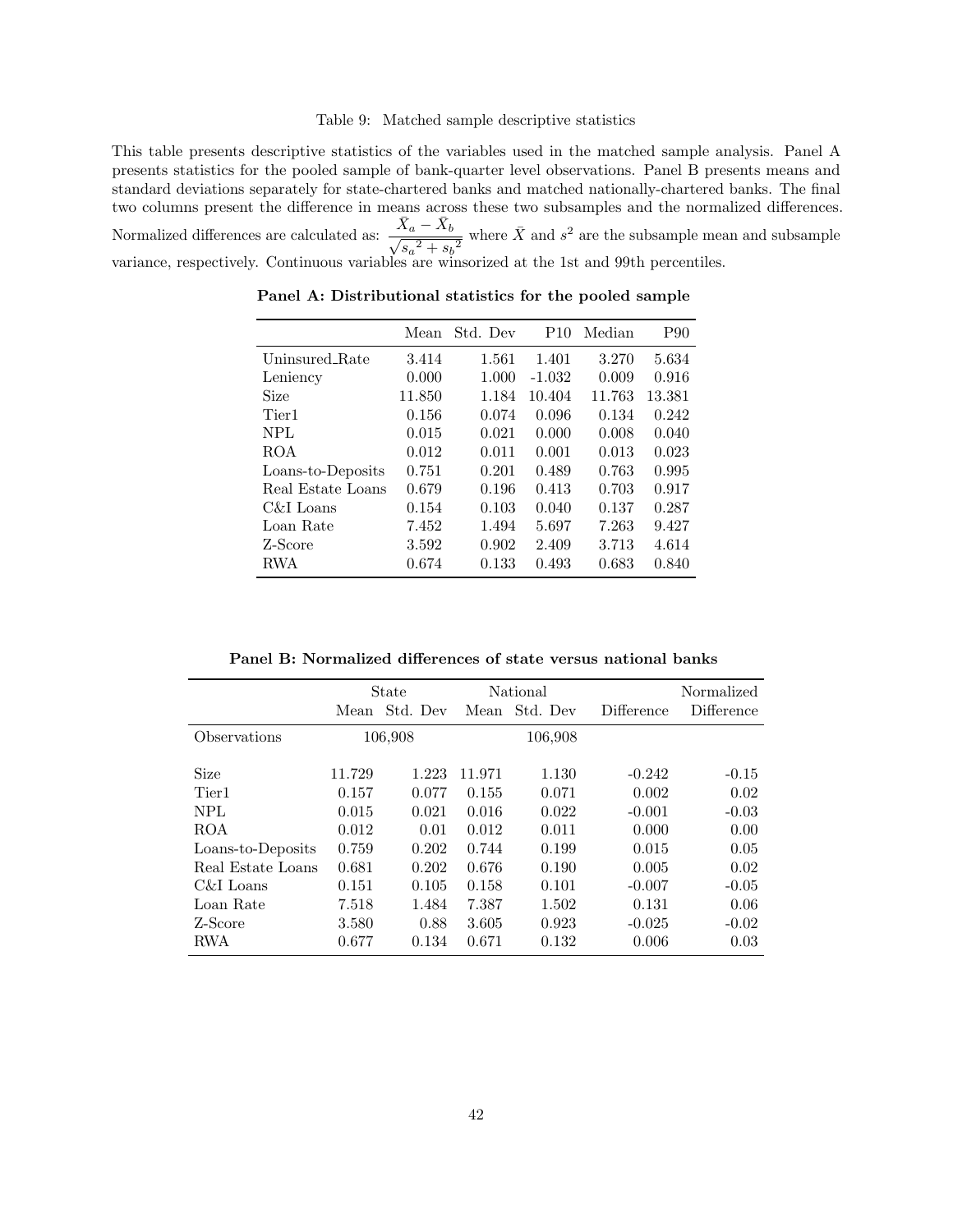Table 9: Matched sample descriptive statistics

This table presents descriptive statistics of the variables used in the matched sample analysis. Panel A presents statistics for the pooled sample of bank-quarter level observations. Panel B presents means and standard deviations separately for state-chartered banks and matched nationally-chartered banks. The final two columns present the difference in means across these two subsamples and the normalized differences. Normalized differences are calculated as: $\frac{\bar{X}_a - \bar{X}_b}{\sqrt{{s_a}^2 + {s_b}^2}}$ where $\bar{X}$ and $s^2$ are the subsample mean and subsample variance, respectively. Continuous variables are winsorized at the 1st and 99th percentiles.

**Panel A: Distributional statistics for the pooled sample**

| | Mean | Std. Dev | P10 | Median | P90 |
|---|---|---|---|---|---|
| Uninsured_Rate | 3.414 | 1.561 | 1.401 | 3.270 | 5.634 |
| Leniency | 0.000 | 1.000 | -1.032 | 0.009 | 0.916 |
| Size | 11.850 | 1.184 | 10.404 | 11.763 | 13.381 |
| Tier1 | 0.156 | 0.074 | 0.096 | 0.134 | 0.242 |
| NPL | 0.015 | 0.021 | 0.000 | 0.008 | 0.040 |
| ROA | 0.012 | 0.011 | 0.001 | 0.013 | 0.023 |
| Loans-to-Deposits | 0.751 | 0.201 | 0.489 | 0.763 | 0.995 |
| Real Estate Loans | 0.679 | 0.196 | 0.413 | 0.703 | 0.917 |
| C&I Loans | 0.154 | 0.103 | 0.040 | 0.137 | 0.287 |
| Loan Rate | 7.452 | 1.494 | 5.697 | 7.263 | 9.427 |
| Z-Score | 3.592 | 0.902 | 2.409 | 3.713 | 4.614 |
| RWA | 0.674 | 0.133 | 0.493 | 0.683 | 0.840 |

**Panel B: Normalized differences of state versus national banks**

| | State | | National | | | Normalized |
|---|---|---|---|---|---|---|
| | Mean | Std. Dev | Mean | Std. Dev | Difference | Difference |
| Observations | 106,908 | | 106,908 | | | |
| Size | 11.729 | 1.223 | 11.971 | 1.130 | -0.242 | -0.15 |
| Tier1 | 0.157 | 0.077 | 0.155 | 0.071 | 0.002 | 0.02 |
| NPL | 0.015 | 0.021 | 0.016 | 0.022 | -0.001 | -0.03 |
| ROA | 0.012 | 0.01 | 0.012 | 0.011 | 0.000 | 0.00 |
| Loans-to-Deposits | 0.759 | 0.202 | 0.744 | 0.199 | 0.015 | 0.05 |
| Real Estate Loans | 0.681 | 0.202 | 0.676 | 0.190 | 0.005 | 0.02 |
| C&I Loans | 0.151 | 0.105 | 0.158 | 0.101 | -0.007 | -0.05 |
| Loan Rate | 7.518 | 1.484 | 7.387 | 1.502 | 0.131 | 0.06 |
| Z-Score | 3.580 | 0.88 | 3.605 | 0.923 | -0.025 | -0.02 |
| RWA | 0.677 | 0.134 | 0.671 | 0.132 | 0.006 | 0.03 |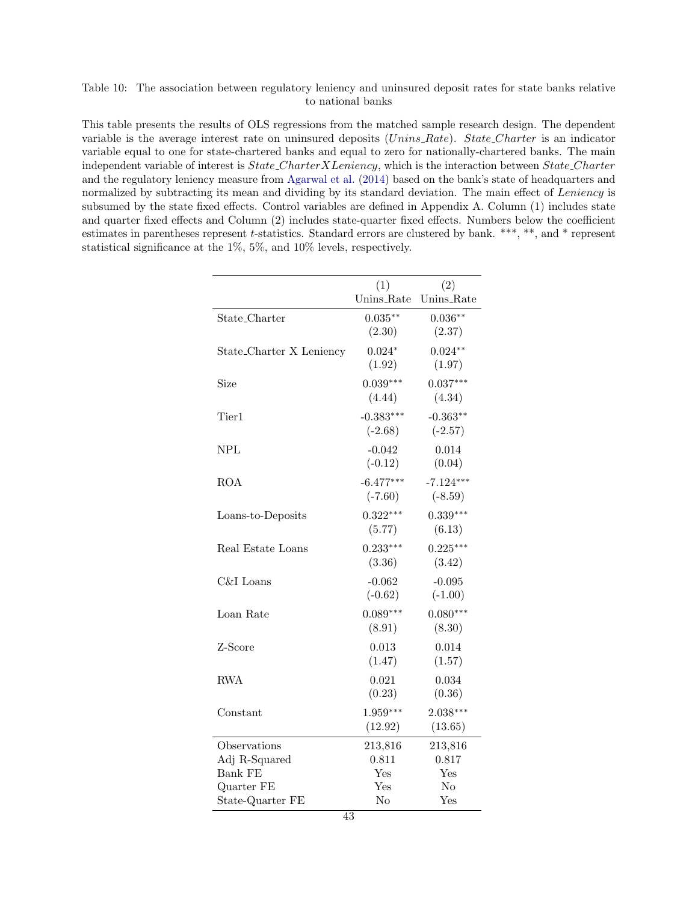Table 10: The association between regulatory leniency and uninsured deposit rates for state banks relative to national banks

This table presents the results of OLS regressions from the matched sample research design. The dependent variable is the average interest rate on uninsured deposits (*Unins_Rate*). *State_Charter* is an indicator variable equal to one for state-chartered banks and equal to zero for nationally-chartered banks. The main independent variable of interest is *State_CharterXLeniency*, which is the interaction between *State_Charter* and the regulatory leniency measure from Agarwal et al. (2014) based on the bank's state of headquarters and normalized by subtracting its mean and dividing by its standard deviation. The main effect of *Leniency* is subsumed by the state fixed effects. Control variables are defined in Appendix A. Column (1) includes state and quarter fixed effects and Column (2) includes state-quarter fixed effects. Numbers below the coefficient estimates in parentheses represent $t$-statistics. Standard errors are clustered by bank. ***, **, and * represent statistical significance at the 1%, 5%, and 10% levels, respectively.

| | (1) Unins_Rate | (2) Unins_Rate |
|---|---|---|
| State_Charter | 0.035** | 0.036** |
| | (2.30) | (2.37) |
| State_Charter X Leniency | 0.024* | 0.024** |
| | (1.92) | (1.97) |
| Size | 0.039*** | 0.037*** |
| | (4.44) | (4.34) |
| Tier1 | -0.383*** | -0.363** |
| | (-2.68) | (-2.57) |
| NPL | -0.042 | 0.014 |
| | (-0.12) | (0.04) |
| ROA | -6.477*** | -7.124*** |
| | (-7.60) | (-8.59) |
| Loans-to-Deposits | 0.322*** | 0.339*** |
| | (5.77) | (6.13) |
| Real Estate Loans | 0.233*** | 0.225*** |
| | (3.36) | (3.42) |
| C&I Loans | -0.062 | -0.095 |
| | (-0.62) | (-1.00) |
| Loan Rate | 0.089*** | 0.080*** |
| | (8.91) | (8.30) |
| Z-Score | 0.013 | 0.014 |
| | (1.47) | (1.57) |
| RWA | 0.021 | 0.034 |
| | (0.23) | (0.36) |
| Constant | 1.959*** | 2.038*** |
| | (12.92) | (13.65) |
| Observations | 213,816 | 213,816 |
| Adj R-Squared | 0.811 | 0.817 |
| Bank FE | Yes | Yes |
| Quarter FE | Yes | No |
| State-Quarter FE | No | Yes |